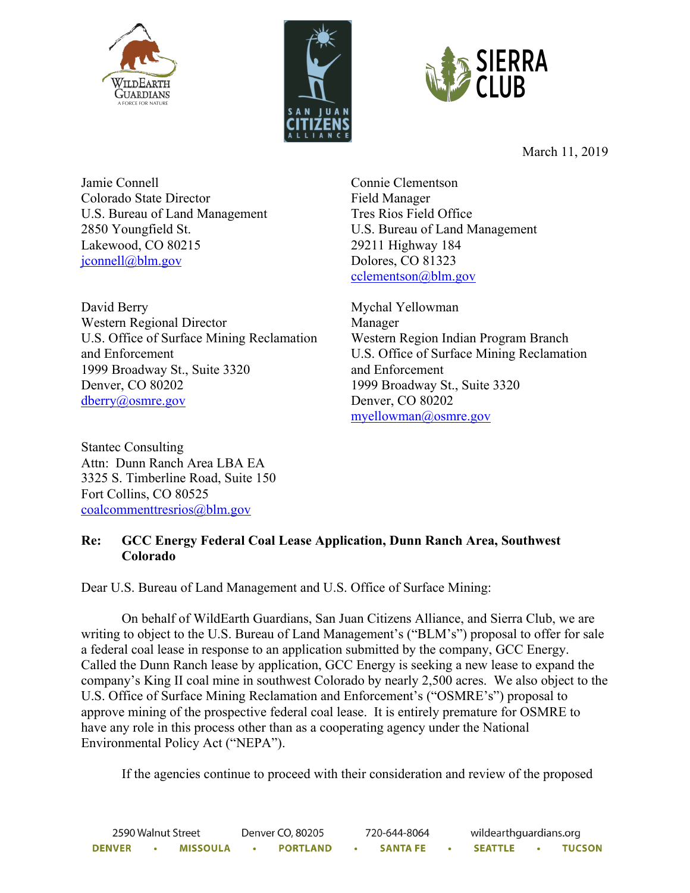March 11, 2019

Jamie Connell
Colorado State Director
U.S. Bureau of Land Management
2850 Youngfield St.
Lakewood, CO 80215
jconnell@blm.gov

Connie Clementson
Field Manager
Tres Rios Field Office
U.S. Bureau of Land Management
29211 Highway 184
Dolores, CO 81323
cclementson@blm.gov

David Berry
Western Regional Director
U.S. Office of Surface Mining Reclamation and Enforcement
1999 Broadway St., Suite 3320
Denver, CO 80202
dberry@osmre.gov

Mychal Yellowman
Manager
Western Region Indian Program Branch
U.S. Office of Surface Mining Reclamation and Enforcement
1999 Broadway St., Suite 3320
Denver, CO 80202
myellowman@osmre.gov

Stantec Consulting
Attn: Dunn Ranch Area LBA EA
3325 S. Timberline Road, Suite 150
Fort Collins, CO 80525
coalcommenttresrios@blm.gov

**Re: GCC Energy Federal Coal Lease Application, Dunn Ranch Area, Southwest Colorado**

Dear U.S. Bureau of Land Management and U.S. Office of Surface Mining:

On behalf of WildEarth Guardians, San Juan Citizens Alliance, and Sierra Club, we are writing to object to the U.S. Bureau of Land Management's ("BLM's") proposal to offer for sale a federal coal lease in response to an application submitted by the company, GCC Energy. Called the Dunn Ranch lease by application, GCC Energy is seeking a new lease to expand the company's King II coal mine in southwest Colorado by nearly 2,500 acres. We also object to the U.S. Office of Surface Mining Reclamation and Enforcement's ("OSMRE's") proposal to approve mining of the prospective federal coal lease. It is entirely premature for OSMRE to have any role in this process other than as a cooperating agency under the National Environmental Policy Act ("NEPA").

If the agencies continue to proceed with their consideration and review of the proposed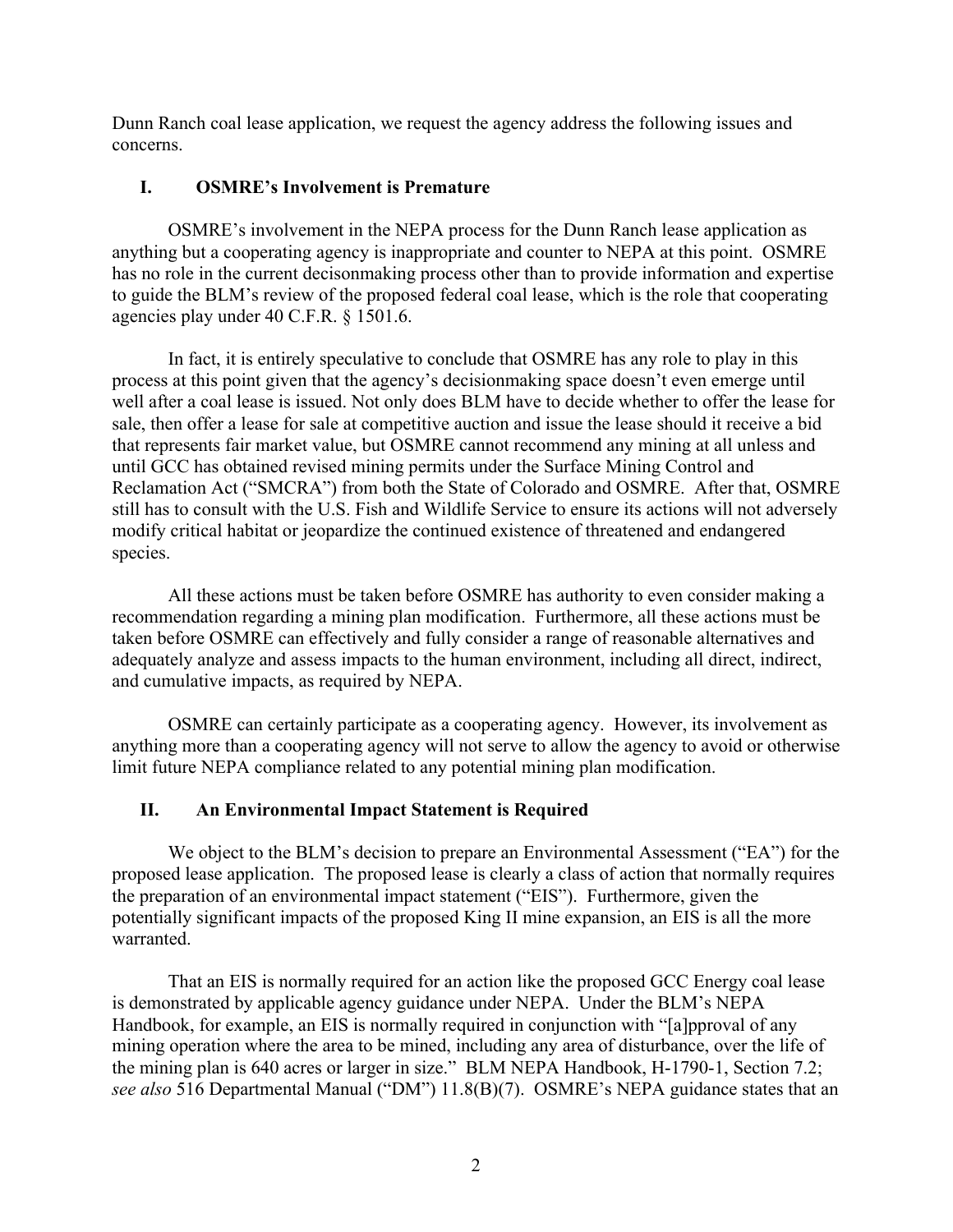Dunn Ranch coal lease application, we request the agency address the following issues and concerns.

## I. OSMRE's Involvement is Premature

OSMRE's involvement in the NEPA process for the Dunn Ranch lease application as anything but a cooperating agency is inappropriate and counter to NEPA at this point. OSMRE has no role in the current decisonmaking process other than to provide information and expertise to guide the BLM's review of the proposed federal coal lease, which is the role that cooperating agencies play under 40 C.F.R. § 1501.6.

In fact, it is entirely speculative to conclude that OSMRE has any role to play in this process at this point given that the agency's decisionmaking space doesn't even emerge until well after a coal lease is issued. Not only does BLM have to decide whether to offer the lease for sale, then offer a lease for sale at competitive auction and issue the lease should it receive a bid that represents fair market value, but OSMRE cannot recommend any mining at all unless and until GCC has obtained revised mining permits under the Surface Mining Control and Reclamation Act ("SMCRA") from both the State of Colorado and OSMRE. After that, OSMRE still has to consult with the U.S. Fish and Wildlife Service to ensure its actions will not adversely modify critical habitat or jeopardize the continued existence of threatened and endangered species.

All these actions must be taken before OSMRE has authority to even consider making a recommendation regarding a mining plan modification. Furthermore, all these actions must be taken before OSMRE can effectively and fully consider a range of reasonable alternatives and adequately analyze and assess impacts to the human environment, including all direct, indirect, and cumulative impacts, as required by NEPA.

OSMRE can certainly participate as a cooperating agency. However, its involvement as anything more than a cooperating agency will not serve to allow the agency to avoid or otherwise limit future NEPA compliance related to any potential mining plan modification.

## II. An Environmental Impact Statement is Required

We object to the BLM's decision to prepare an Environmental Assessment ("EA") for the proposed lease application. The proposed lease is clearly a class of action that normally requires the preparation of an environmental impact statement ("EIS"). Furthermore, given the potentially significant impacts of the proposed King II mine expansion, an EIS is all the more warranted.

That an EIS is normally required for an action like the proposed GCC Energy coal lease is demonstrated by applicable agency guidance under NEPA. Under the BLM's NEPA Handbook, for example, an EIS is normally required in conjunction with "[a]pproval of any mining operation where the area to be mined, including any area of disturbance, over the life of the mining plan is 640 acres or larger in size." BLM NEPA Handbook, H-1790-1, Section 7.2; *see also* 516 Departmental Manual ("DM") 11.8(B)(7). OSMRE's NEPA guidance states that an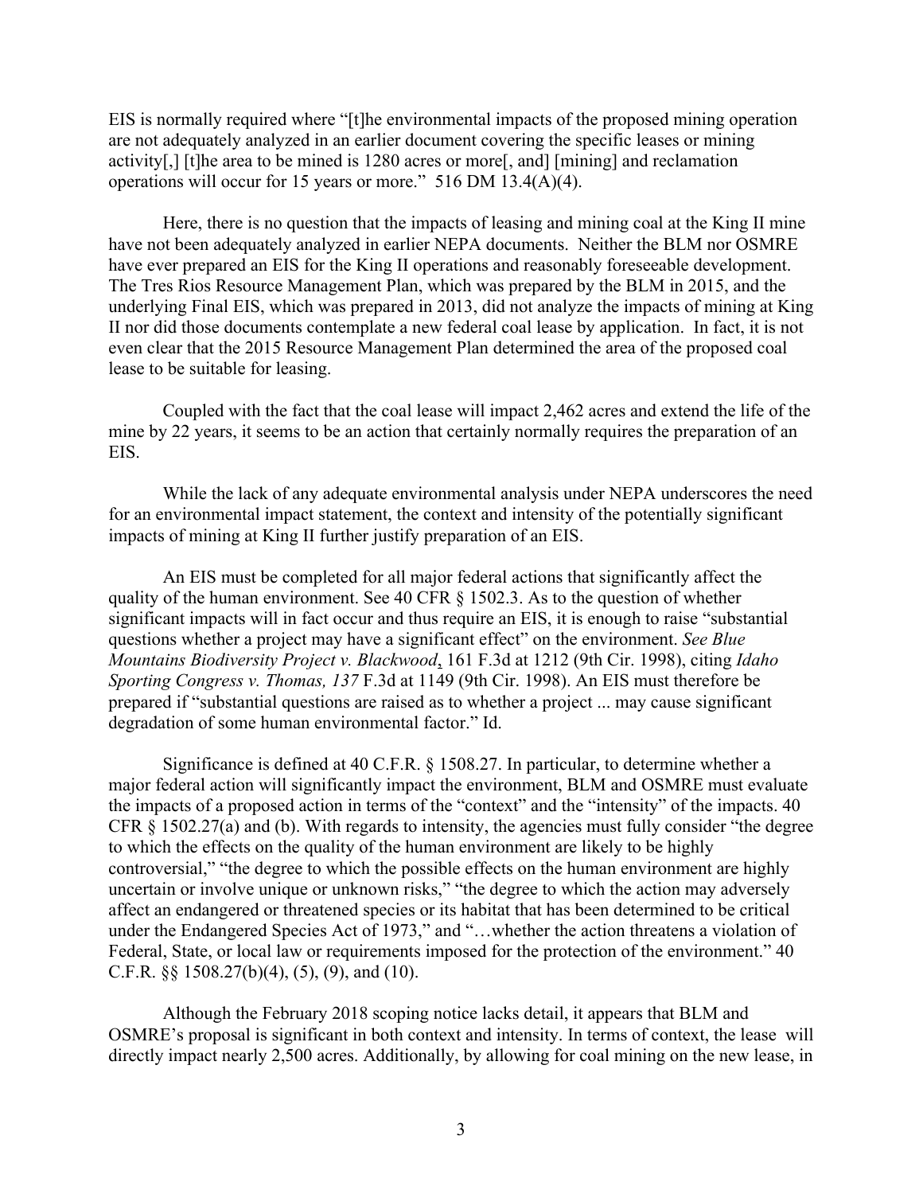EIS is normally required where "[t]he environmental impacts of the proposed mining operation are not adequately analyzed in an earlier document covering the specific leases or mining activity[,] [t]he area to be mined is 1280 acres or more[, and] [mining] and reclamation operations will occur for 15 years or more." 516 DM 13.4(A)(4).

Here, there is no question that the impacts of leasing and mining coal at the King II mine have not been adequately analyzed in earlier NEPA documents. Neither the BLM nor OSMRE have ever prepared an EIS for the King II operations and reasonably foreseeable development. The Tres Rios Resource Management Plan, which was prepared by the BLM in 2015, and the underlying Final EIS, which was prepared in 2013, did not analyze the impacts of mining at King II nor did those documents contemplate a new federal coal lease by application. In fact, it is not even clear that the 2015 Resource Management Plan determined the area of the proposed coal lease to be suitable for leasing.

Coupled with the fact that the coal lease will impact 2,462 acres and extend the life of the mine by 22 years, it seems to be an action that certainly normally requires the preparation of an EIS.

While the lack of any adequate environmental analysis under NEPA underscores the need for an environmental impact statement, the context and intensity of the potentially significant impacts of mining at King II further justify preparation of an EIS.

An EIS must be completed for all major federal actions that significantly affect the quality of the human environment. See 40 CFR § 1502.3. As to the question of whether significant impacts will in fact occur and thus require an EIS, it is enough to raise "substantial questions whether a project may have a significant effect" on the environment. *See Blue Mountains Biodiversity Project v. Blackwood*, 161 F.3d at 1212 (9th Cir. 1998), citing *Idaho Sporting Congress v. Thomas, 137* F.3d at 1149 (9th Cir. 1998). An EIS must therefore be prepared if "substantial questions are raised as to whether a project ... may cause significant degradation of some human environmental factor." Id.

Significance is defined at 40 C.F.R. § 1508.27. In particular, to determine whether a major federal action will significantly impact the environment, BLM and OSMRE must evaluate the impacts of a proposed action in terms of the "context" and the "intensity" of the impacts. 40 CFR § 1502.27(a) and (b). With regards to intensity, the agencies must fully consider "the degree to which the effects on the quality of the human environment are likely to be highly controversial," "the degree to which the possible effects on the human environment are highly uncertain or involve unique or unknown risks," "the degree to which the action may adversely affect an endangered or threatened species or its habitat that has been determined to be critical under the Endangered Species Act of 1973," and "…whether the action threatens a violation of Federal, State, or local law or requirements imposed for the protection of the environment." 40 C.F.R. §§ 1508.27(b)(4), (5), (9), and (10).

Although the February 2018 scoping notice lacks detail, it appears that BLM and OSMRE's proposal is significant in both context and intensity. In terms of context, the lease will directly impact nearly 2,500 acres. Additionally, by allowing for coal mining on the new lease, in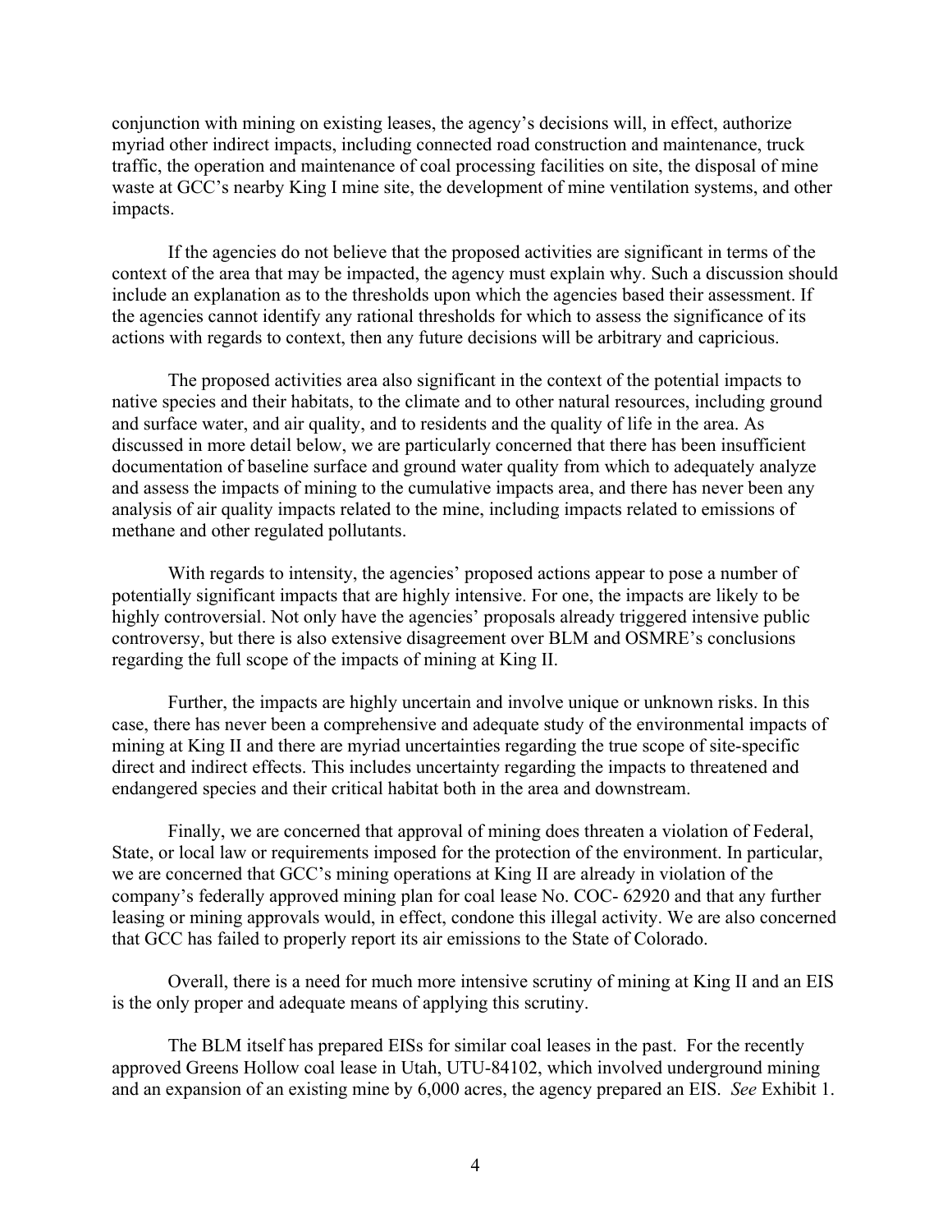conjunction with mining on existing leases, the agency's decisions will, in effect, authorize myriad other indirect impacts, including connected road construction and maintenance, truck traffic, the operation and maintenance of coal processing facilities on site, the disposal of mine waste at GCC's nearby King I mine site, the development of mine ventilation systems, and other impacts.

If the agencies do not believe that the proposed activities are significant in terms of the context of the area that may be impacted, the agency must explain why. Such a discussion should include an explanation as to the thresholds upon which the agencies based their assessment. If the agencies cannot identify any rational thresholds for which to assess the significance of its actions with regards to context, then any future decisions will be arbitrary and capricious.

The proposed activities area also significant in the context of the potential impacts to native species and their habitats, to the climate and to other natural resources, including ground and surface water, and air quality, and to residents and the quality of life in the area. As discussed in more detail below, we are particularly concerned that there has been insufficient documentation of baseline surface and ground water quality from which to adequately analyze and assess the impacts of mining to the cumulative impacts area, and there has never been any analysis of air quality impacts related to the mine, including impacts related to emissions of methane and other regulated pollutants.

With regards to intensity, the agencies' proposed actions appear to pose a number of potentially significant impacts that are highly intensive. For one, the impacts are likely to be highly controversial. Not only have the agencies' proposals already triggered intensive public controversy, but there is also extensive disagreement over BLM and OSMRE's conclusions regarding the full scope of the impacts of mining at King II.

Further, the impacts are highly uncertain and involve unique or unknown risks. In this case, there has never been a comprehensive and adequate study of the environmental impacts of mining at King II and there are myriad uncertainties regarding the true scope of site-specific direct and indirect effects. This includes uncertainty regarding the impacts to threatened and endangered species and their critical habitat both in the area and downstream.

Finally, we are concerned that approval of mining does threaten a violation of Federal, State, or local law or requirements imposed for the protection of the environment. In particular, we are concerned that GCC's mining operations at King II are already in violation of the company's federally approved mining plan for coal lease No. COC- 62920 and that any further leasing or mining approvals would, in effect, condone this illegal activity. We are also concerned that GCC has failed to properly report its air emissions to the State of Colorado.

Overall, there is a need for much more intensive scrutiny of mining at King II and an EIS is the only proper and adequate means of applying this scrutiny.

The BLM itself has prepared EISs for similar coal leases in the past. For the recently approved Greens Hollow coal lease in Utah, UTU-84102, which involved underground mining and an expansion of an existing mine by 6,000 acres, the agency prepared an EIS. *See* Exhibit 1.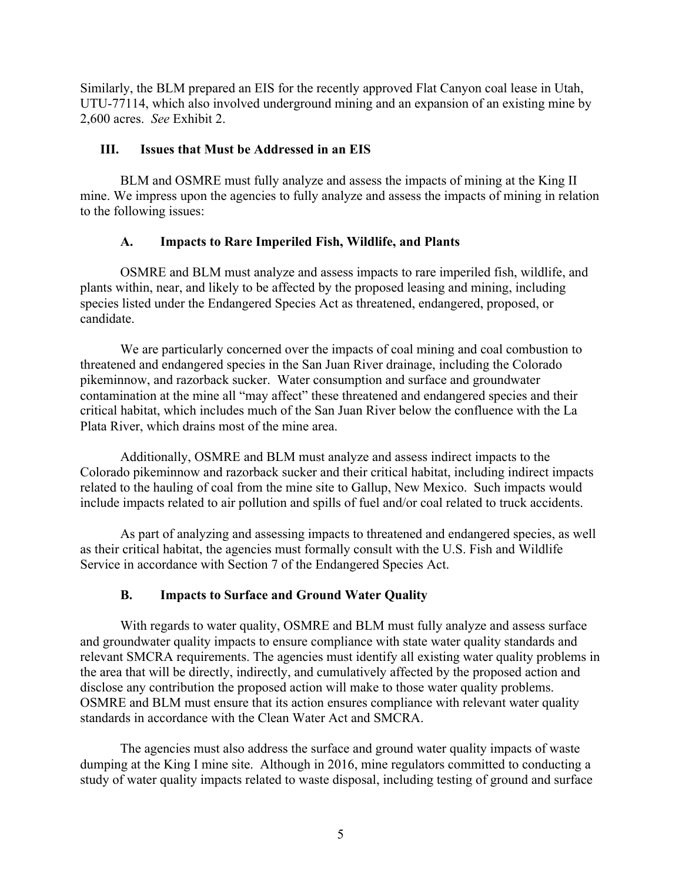Similarly, the BLM prepared an EIS for the recently approved Flat Canyon coal lease in Utah, UTU-77114, which also involved underground mining and an expansion of an existing mine by 2,600 acres. *See* Exhibit 2.

## III. Issues that Must be Addressed in an EIS

BLM and OSMRE must fully analyze and assess the impacts of mining at the King II mine. We impress upon the agencies to fully analyze and assess the impacts of mining in relation to the following issues:

### A. Impacts to Rare Imperiled Fish, Wildlife, and Plants

OSMRE and BLM must analyze and assess impacts to rare imperiled fish, wildlife, and plants within, near, and likely to be affected by the proposed leasing and mining, including species listed under the Endangered Species Act as threatened, endangered, proposed, or candidate.

We are particularly concerned over the impacts of coal mining and coal combustion to threatened and endangered species in the San Juan River drainage, including the Colorado pikeminnow, and razorback sucker. Water consumption and surface and groundwater contamination at the mine all "may affect" these threatened and endangered species and their critical habitat, which includes much of the San Juan River below the confluence with the La Plata River, which drains most of the mine area.

Additionally, OSMRE and BLM must analyze and assess indirect impacts to the Colorado pikeminnow and razorback sucker and their critical habitat, including indirect impacts related to the hauling of coal from the mine site to Gallup, New Mexico. Such impacts would include impacts related to air pollution and spills of fuel and/or coal related to truck accidents.

As part of analyzing and assessing impacts to threatened and endangered species, as well as their critical habitat, the agencies must formally consult with the U.S. Fish and Wildlife Service in accordance with Section 7 of the Endangered Species Act.

### B. Impacts to Surface and Ground Water Quality

With regards to water quality, OSMRE and BLM must fully analyze and assess surface and groundwater quality impacts to ensure compliance with state water quality standards and relevant SMCRA requirements. The agencies must identify all existing water quality problems in the area that will be directly, indirectly, and cumulatively affected by the proposed action and disclose any contribution the proposed action will make to those water quality problems. OSMRE and BLM must ensure that its action ensures compliance with relevant water quality standards in accordance with the Clean Water Act and SMCRA.

The agencies must also address the surface and ground water quality impacts of waste dumping at the King I mine site. Although in 2016, mine regulators committed to conducting a study of water quality impacts related to waste disposal, including testing of ground and surface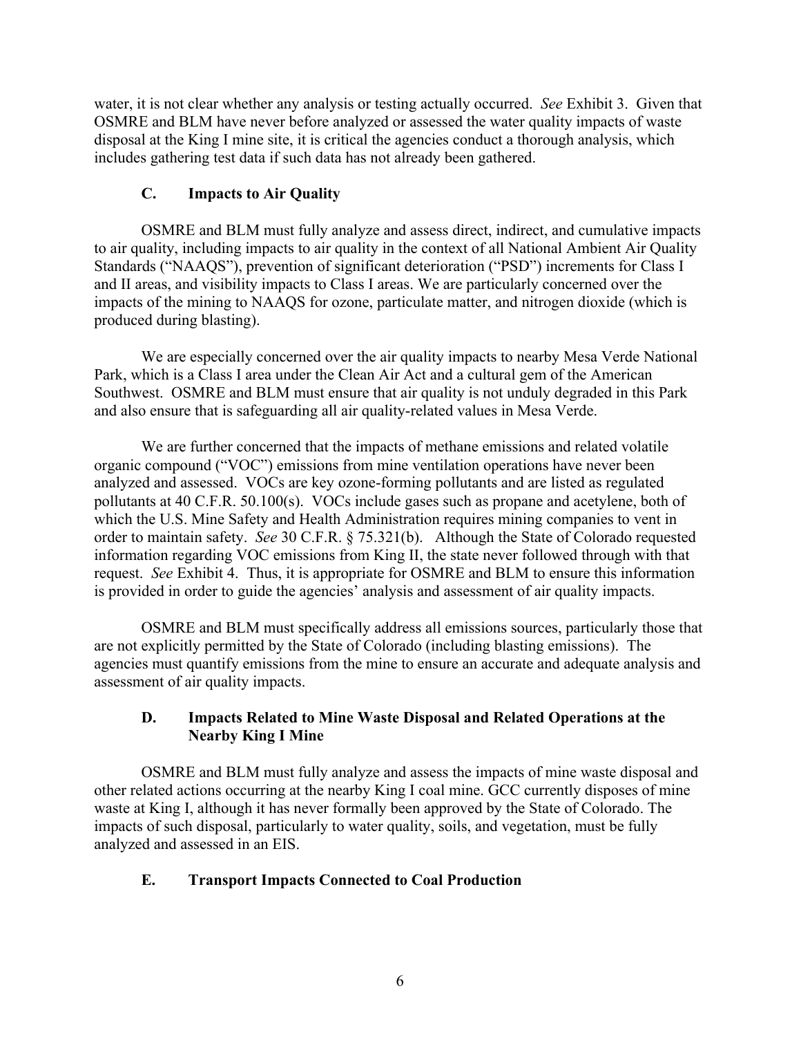water, it is not clear whether any analysis or testing actually occurred. *See* Exhibit 3. Given that OSMRE and BLM have never before analyzed or assessed the water quality impacts of waste disposal at the King I mine site, it is critical the agencies conduct a thorough analysis, which includes gathering test data if such data has not already been gathered.

### C. Impacts to Air Quality

OSMRE and BLM must fully analyze and assess direct, indirect, and cumulative impacts to air quality, including impacts to air quality in the context of all National Ambient Air Quality Standards ("NAAQS"), prevention of significant deterioration ("PSD") increments for Class I and II areas, and visibility impacts to Class I areas. We are particularly concerned over the impacts of the mining to NAAQS for ozone, particulate matter, and nitrogen dioxide (which is produced during blasting).

We are especially concerned over the air quality impacts to nearby Mesa Verde National Park, which is a Class I area under the Clean Air Act and a cultural gem of the American Southwest. OSMRE and BLM must ensure that air quality is not unduly degraded in this Park and also ensure that is safeguarding all air quality-related values in Mesa Verde.

We are further concerned that the impacts of methane emissions and related volatile organic compound ("VOC") emissions from mine ventilation operations have never been analyzed and assessed. VOCs are key ozone-forming pollutants and are listed as regulated pollutants at 40 C.F.R. 50.100(s). VOCs include gases such as propane and acetylene, both of which the U.S. Mine Safety and Health Administration requires mining companies to vent in order to maintain safety. *See* 30 C.F.R. § 75.321(b). Although the State of Colorado requested information regarding VOC emissions from King II, the state never followed through with that request. *See* Exhibit 4. Thus, it is appropriate for OSMRE and BLM to ensure this information is provided in order to guide the agencies' analysis and assessment of air quality impacts.

OSMRE and BLM must specifically address all emissions sources, particularly those that are not explicitly permitted by the State of Colorado (including blasting emissions). The agencies must quantify emissions from the mine to ensure an accurate and adequate analysis and assessment of air quality impacts.

### D. Impacts Related to Mine Waste Disposal and Related Operations at the Nearby King I Mine

OSMRE and BLM must fully analyze and assess the impacts of mine waste disposal and other related actions occurring at the nearby King I coal mine. GCC currently disposes of mine waste at King I, although it has never formally been approved by the State of Colorado. The impacts of such disposal, particularly to water quality, soils, and vegetation, must be fully analyzed and assessed in an EIS.

### E. Transport Impacts Connected to Coal Production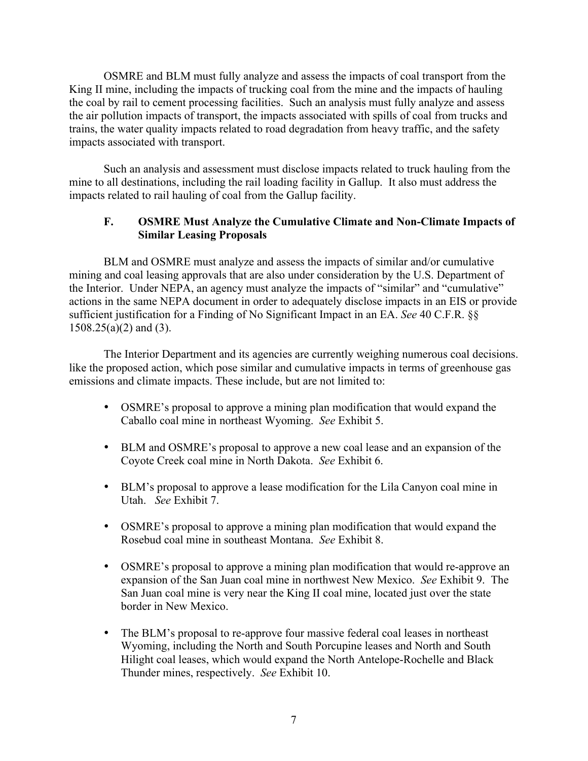OSMRE and BLM must fully analyze and assess the impacts of coal transport from the King II mine, including the impacts of trucking coal from the mine and the impacts of hauling the coal by rail to cement processing facilities. Such an analysis must fully analyze and assess the air pollution impacts of transport, the impacts associated with spills of coal from trucks and trains, the water quality impacts related to road degradation from heavy traffic, and the safety impacts associated with transport.

Such an analysis and assessment must disclose impacts related to truck hauling from the mine to all destinations, including the rail loading facility in Gallup. It also must address the impacts related to rail hauling of coal from the Gallup facility.

### F. OSMRE Must Analyze the Cumulative Climate and Non-Climate Impacts of Similar Leasing Proposals

BLM and OSMRE must analyze and assess the impacts of similar and/or cumulative mining and coal leasing approvals that are also under consideration by the U.S. Department of the Interior. Under NEPA, an agency must analyze the impacts of "similar" and "cumulative" actions in the same NEPA document in order to adequately disclose impacts in an EIS or provide sufficient justification for a Finding of No Significant Impact in an EA. *See* 40 C.F.R. §§ 1508.25(a)(2) and (3).

The Interior Department and its agencies are currently weighing numerous coal decisions. like the proposed action, which pose similar and cumulative impacts in terms of greenhouse gas emissions and climate impacts. These include, but are not limited to:

- OSMRE's proposal to approve a mining plan modification that would expand the Caballo coal mine in northeast Wyoming. *See* Exhibit 5.
- BLM and OSMRE's proposal to approve a new coal lease and an expansion of the Coyote Creek coal mine in North Dakota. *See* Exhibit 6.
- BLM's proposal to approve a lease modification for the Lila Canyon coal mine in Utah. *See* Exhibit 7.
- OSMRE's proposal to approve a mining plan modification that would expand the Rosebud coal mine in southeast Montana. *See* Exhibit 8.
- OSMRE's proposal to approve a mining plan modification that would re-approve an expansion of the San Juan coal mine in northwest New Mexico. *See* Exhibit 9. The San Juan coal mine is very near the King II coal mine, located just over the state border in New Mexico.
- The BLM's proposal to re-approve four massive federal coal leases in northeast Wyoming, including the North and South Porcupine leases and North and South Hilight coal leases, which would expand the North Antelope-Rochelle and Black Thunder mines, respectively. *See* Exhibit 10.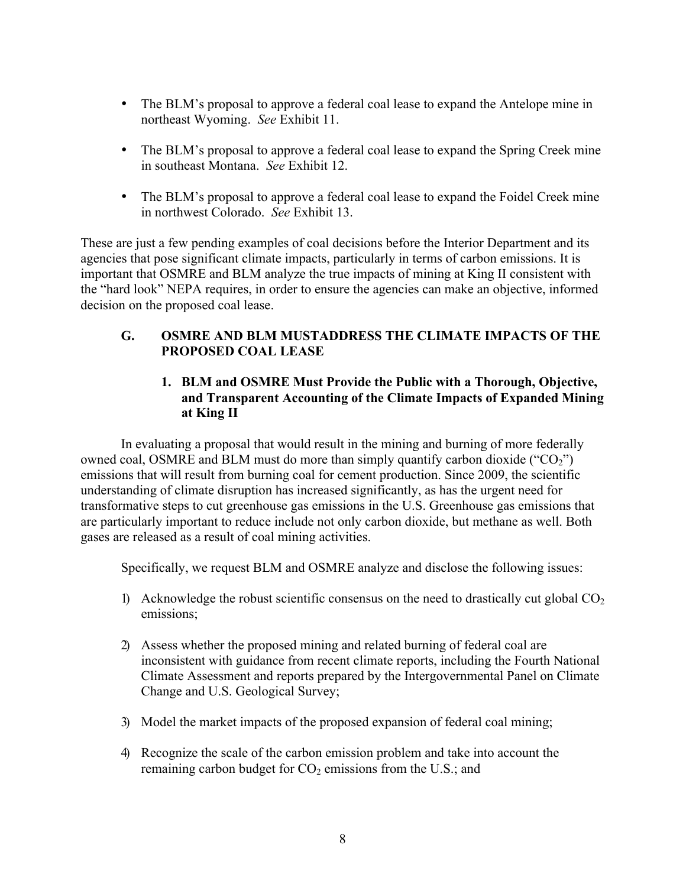- The BLM's proposal to approve a federal coal lease to expand the Antelope mine in northeast Wyoming. *See* Exhibit 11.

- The BLM's proposal to approve a federal coal lease to expand the Spring Creek mine in southeast Montana. *See* Exhibit 12.

- The BLM's proposal to approve a federal coal lease to expand the Foidel Creek mine in northwest Colorado. *See* Exhibit 13.

These are just a few pending examples of coal decisions before the Interior Department and its agencies that pose significant climate impacts, particularly in terms of carbon emissions. It is important that OSMRE and BLM analyze the true impacts of mining at King II consistent with the "hard look" NEPA requires, in order to ensure the agencies can make an objective, informed decision on the proposed coal lease.

### G. OSMRE AND BLM MUSTADDRESS THE CLIMATE IMPACTS OF THE PROPOSED COAL LEASE

#### 1. BLM and OSMRE Must Provide the Public with a Thorough, Objective, and Transparent Accounting of the Climate Impacts of Expanded Mining at King II

In evaluating a proposal that would result in the mining and burning of more federally owned coal, OSMRE and BLM must do more than simply quantify carbon dioxide ("$CO_2$") emissions that will result from burning coal for cement production. Since 2009, the scientific understanding of climate disruption has increased significantly, as has the urgent need for transformative steps to cut greenhouse gas emissions in the U.S. Greenhouse gas emissions that are particularly important to reduce include not only carbon dioxide, but methane as well. Both gases are released as a result of coal mining activities.

Specifically, we request BLM and OSMRE analyze and disclose the following issues:

1) Acknowledge the robust scientific consensus on the need to drastically cut global $CO_2$ emissions;

2) Assess whether the proposed mining and related burning of federal coal are inconsistent with guidance from recent climate reports, including the Fourth National Climate Assessment and reports prepared by the Intergovernmental Panel on Climate Change and U.S. Geological Survey;

3) Model the market impacts of the proposed expansion of federal coal mining;

4) Recognize the scale of the carbon emission problem and take into account the remaining carbon budget for $CO_2$ emissions from the U.S.; and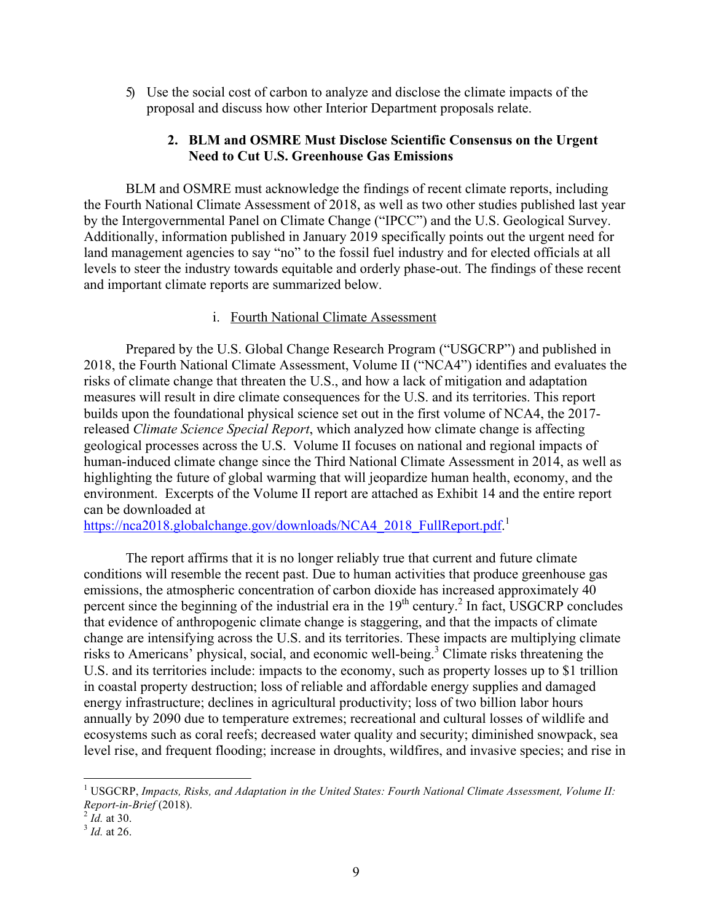5) Use the social cost of carbon to analyze and disclose the climate impacts of the proposal and discuss how other Interior Department proposals relate.

### 2. BLM and OSMRE Must Disclose Scientific Consensus on the Urgent Need to Cut U.S. Greenhouse Gas Emissions

BLM and OSMRE must acknowledge the findings of recent climate reports, including the Fourth National Climate Assessment of 2018, as well as two other studies published last year by the Intergovernmental Panel on Climate Change ("IPCC") and the U.S. Geological Survey. Additionally, information published in January 2019 specifically points out the urgent need for land management agencies to say "no" to the fossil fuel industry and for elected officials at all levels to steer the industry towards equitable and orderly phase-out. The findings of these recent and important climate reports are summarized below.

#### i. Fourth National Climate Assessment

Prepared by the U.S. Global Change Research Program ("USGCRP") and published in 2018, the Fourth National Climate Assessment, Volume II ("NCA4") identifies and evaluates the risks of climate change that threaten the U.S., and how a lack of mitigation and adaptation measures will result in dire climate consequences for the U.S. and its territories. This report builds upon the foundational physical science set out in the first volume of NCA4, the 2017-released *Climate Science Special Report*, which analyzed how climate change is affecting geological processes across the U.S. Volume II focuses on national and regional impacts of human-induced climate change since the Third National Climate Assessment in 2014, as well as highlighting the future of global warming that will jeopardize human health, economy, and the environment. Excerpts of the Volume II report are attached as Exhibit 14 and the entire report can be downloaded at https://nca2018.globalchange.gov/downloads/NCA4_2018_FullReport.pdf.[1]

The report affirms that it is no longer reliably true that current and future climate conditions will resemble the recent past. Due to human activities that produce greenhouse gas emissions, the atmospheric concentration of carbon dioxide has increased approximately 40 percent since the beginning of the industrial era in the 19th century.[2] In fact, USGCRP concludes that evidence of anthropogenic climate change is staggering, and that the impacts of climate change are intensifying across the U.S. and its territories. These impacts are multiplying climate risks to Americans' physical, social, and economic well-being.[3] Climate risks threatening the U.S. and its territories include: impacts to the economy, such as property losses up to $1 trillion in coastal property destruction; loss of reliable and affordable energy supplies and damaged energy infrastructure; declines in agricultural productivity; loss of two billion labor hours annually by 2090 due to temperature extremes; recreational and cultural losses of wildlife and ecosystems such as coral reefs; decreased water quality and security; diminished snowpack, sea level rise, and frequent flooding; increase in droughts, wildfires, and invasive species; and rise in

---

[1] USGCRP, *Impacts, Risks, and Adaptation in the United States: Fourth National Climate Assessment, Volume II: Report-in-Brief* (2018).

[2] *Id.* at 30.

[3] *Id.* at 26.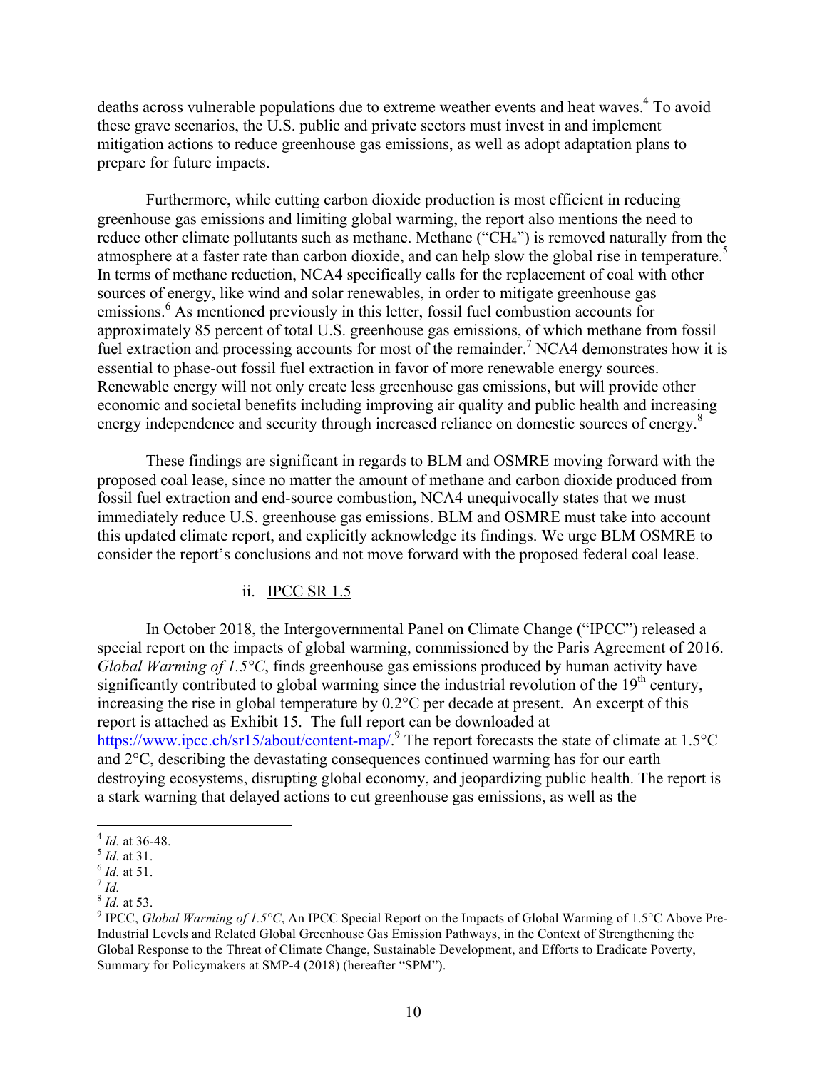deaths across vulnerable populations due to extreme weather events and heat waves.[4] To avoid these grave scenarios, the U.S. public and private sectors must invest in and implement mitigation actions to reduce greenhouse gas emissions, as well as adopt adaptation plans to prepare for future impacts.

Furthermore, while cutting carbon dioxide production is most efficient in reducing greenhouse gas emissions and limiting global warming, the report also mentions the need to reduce other climate pollutants such as methane. Methane ("$CH_4$") is removed naturally from the atmosphere at a faster rate than carbon dioxide, and can help slow the global rise in temperature.[5] In terms of methane reduction, NCA4 specifically calls for the replacement of coal with other sources of energy, like wind and solar renewables, in order to mitigate greenhouse gas emissions.[6] As mentioned previously in this letter, fossil fuel combustion accounts for approximately 85 percent of total U.S. greenhouse gas emissions, of which methane from fossil fuel extraction and processing accounts for most of the remainder.[7] NCA4 demonstrates how it is essential to phase-out fossil fuel extraction in favor of more renewable energy sources. Renewable energy will not only create less greenhouse gas emissions, but will provide other economic and societal benefits including improving air quality and public health and increasing energy independence and security through increased reliance on domestic sources of energy.[8]

These findings are significant in regards to BLM and OSMRE moving forward with the proposed coal lease, since no matter the amount of methane and carbon dioxide produced from fossil fuel extraction and end-source combustion, NCA4 unequivocally states that we must immediately reduce U.S. greenhouse gas emissions. BLM and OSMRE must take into account this updated climate report, and explicitly acknowledge its findings. We urge BLM OSMRE to consider the report's conclusions and not move forward with the proposed federal coal lease.

ii. <u>IPCC SR 1.5</u>

In October 2018, the Intergovernmental Panel on Climate Change ("IPCC") released a special report on the impacts of global warming, commissioned by the Paris Agreement of 2016. *Global Warming of 1.5°C*, finds greenhouse gas emissions produced by human activity have significantly contributed to global warming since the industrial revolution of the 19th century, increasing the rise in global temperature by 0.2°C per decade at present. An excerpt of this report is attached as Exhibit 15. The full report can be downloaded at https://www.ipcc.ch/sr15/about/content-map/.[9] The report forecasts the state of climate at 1.5°C and 2°C, describing the devastating consequences continued warming has for our earth – destroying ecosystems, disrupting global economy, and jeopardizing public health. The report is a stark warning that delayed actions to cut greenhouse gas emissions, as well as the

---

[4] *Id.* at 36-48.
[5] *Id.* at 31.
[6] *Id.* at 51.
[7] *Id.*
[8] *Id.* at 53.
[9] IPCC, *Global Warming of 1.5°C*, An IPCC Special Report on the Impacts of Global Warming of 1.5°C Above Pre-Industrial Levels and Related Global Greenhouse Gas Emission Pathways, in the Context of Strengthening the Global Response to the Threat of Climate Change, Sustainable Development, and Efforts to Eradicate Poverty, Summary for Policymakers at SMP-4 (2018) (hereafter "SPM").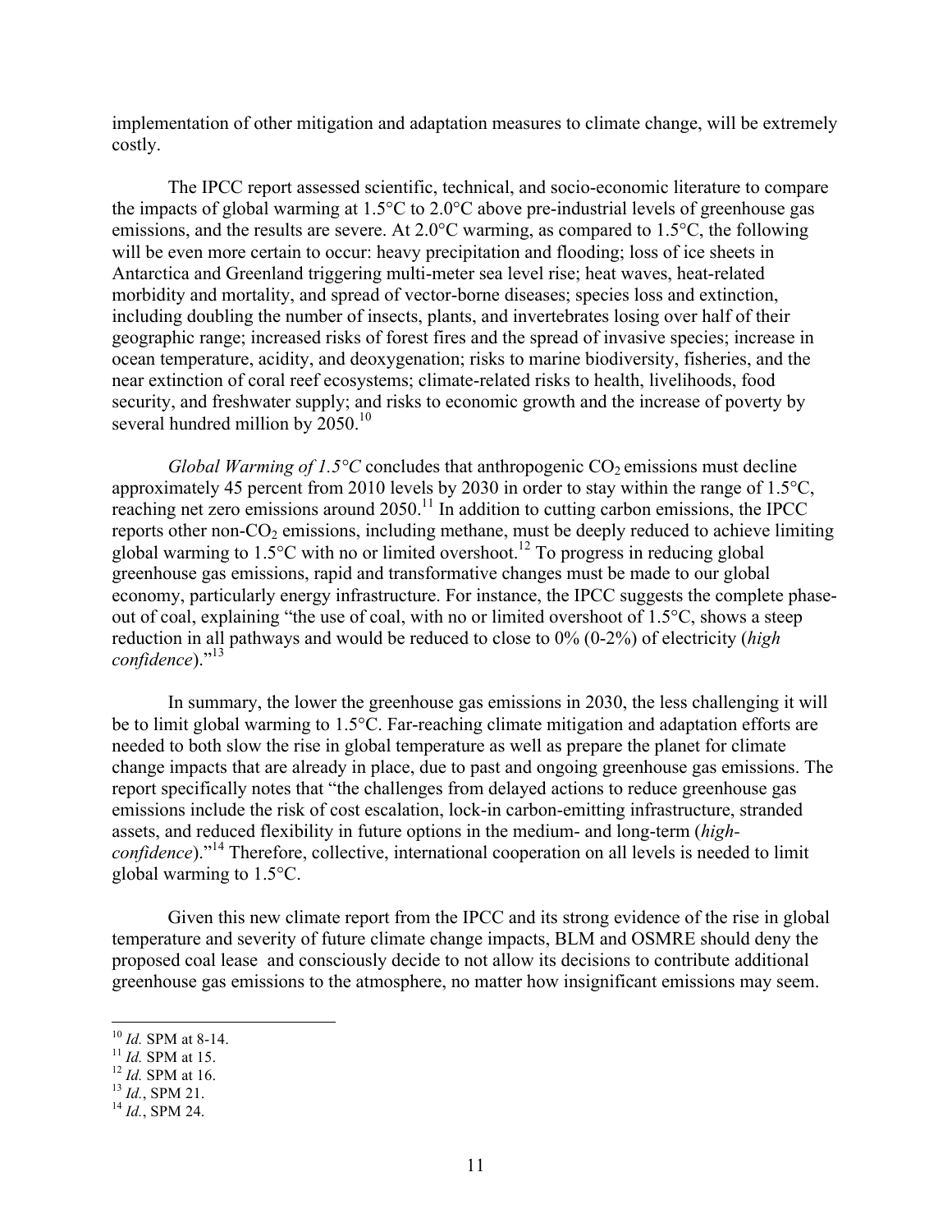implementation of other mitigation and adaptation measures to climate change, will be extremely costly.

The IPCC report assessed scientific, technical, and socio-economic literature to compare the impacts of global warming at 1.5°C to 2.0°C above pre-industrial levels of greenhouse gas emissions, and the results are severe. At 2.0°C warming, as compared to 1.5°C, the following will be even more certain to occur: heavy precipitation and flooding; loss of ice sheets in Antarctica and Greenland triggering multi-meter sea level rise; heat waves, heat-related morbidity and mortality, and spread of vector-borne diseases; species loss and extinction, including doubling the number of insects, plants, and invertebrates losing over half of their geographic range; increased risks of forest fires and the spread of invasive species; increase in ocean temperature, acidity, and deoxygenation; risks to marine biodiversity, fisheries, and the near extinction of coral reef ecosystems; climate-related risks to health, livelihoods, food security, and freshwater supply; and risks to economic growth and the increase of poverty by several hundred million by 2050.[10]

*Global Warming of 1.5°C* concludes that anthropogenic $CO_2$ emissions must decline approximately 45 percent from 2010 levels by 2030 in order to stay within the range of 1.5°C, reaching net zero emissions around 2050.[11] In addition to cutting carbon emissions, the IPCC reports other non-$CO_2$ emissions, including methane, must be deeply reduced to achieve limiting global warming to 1.5°C with no or limited overshoot.[12] To progress in reducing global greenhouse gas emissions, rapid and transformative changes must be made to our global economy, particularly energy infrastructure. For instance, the IPCC suggests the complete phase-out of coal, explaining "the use of coal, with no or limited overshoot of 1.5°C, shows a steep reduction in all pathways and would be reduced to close to 0% (0-2%) of electricity (*high confidence*)."[13]

In summary, the lower the greenhouse gas emissions in 2030, the less challenging it will be to limit global warming to 1.5°C. Far-reaching climate mitigation and adaptation efforts are needed to both slow the rise in global temperature as well as prepare the planet for climate change impacts that are already in place, due to past and ongoing greenhouse gas emissions. The report specifically notes that "the challenges from delayed actions to reduce greenhouse gas emissions include the risk of cost escalation, lock-in carbon-emitting infrastructure, stranded assets, and reduced flexibility in future options in the medium- and long-term (*high-confidence*)."[14] Therefore, collective, international cooperation on all levels is needed to limit global warming to 1.5°C.

Given this new climate report from the IPCC and its strong evidence of the rise in global temperature and severity of future climate change impacts, BLM and OSMRE should deny the proposed coal lease and consciously decide to not allow its decisions to contribute additional greenhouse gas emissions to the atmosphere, no matter how insignificant emissions may seem.

---

[10] *Id.* SPM at 8-14.

[11] *Id.* SPM at 15.

[12] *Id.* SPM at 16.

[13] *Id.*, SPM 21.

[14] *Id.*, SPM 24.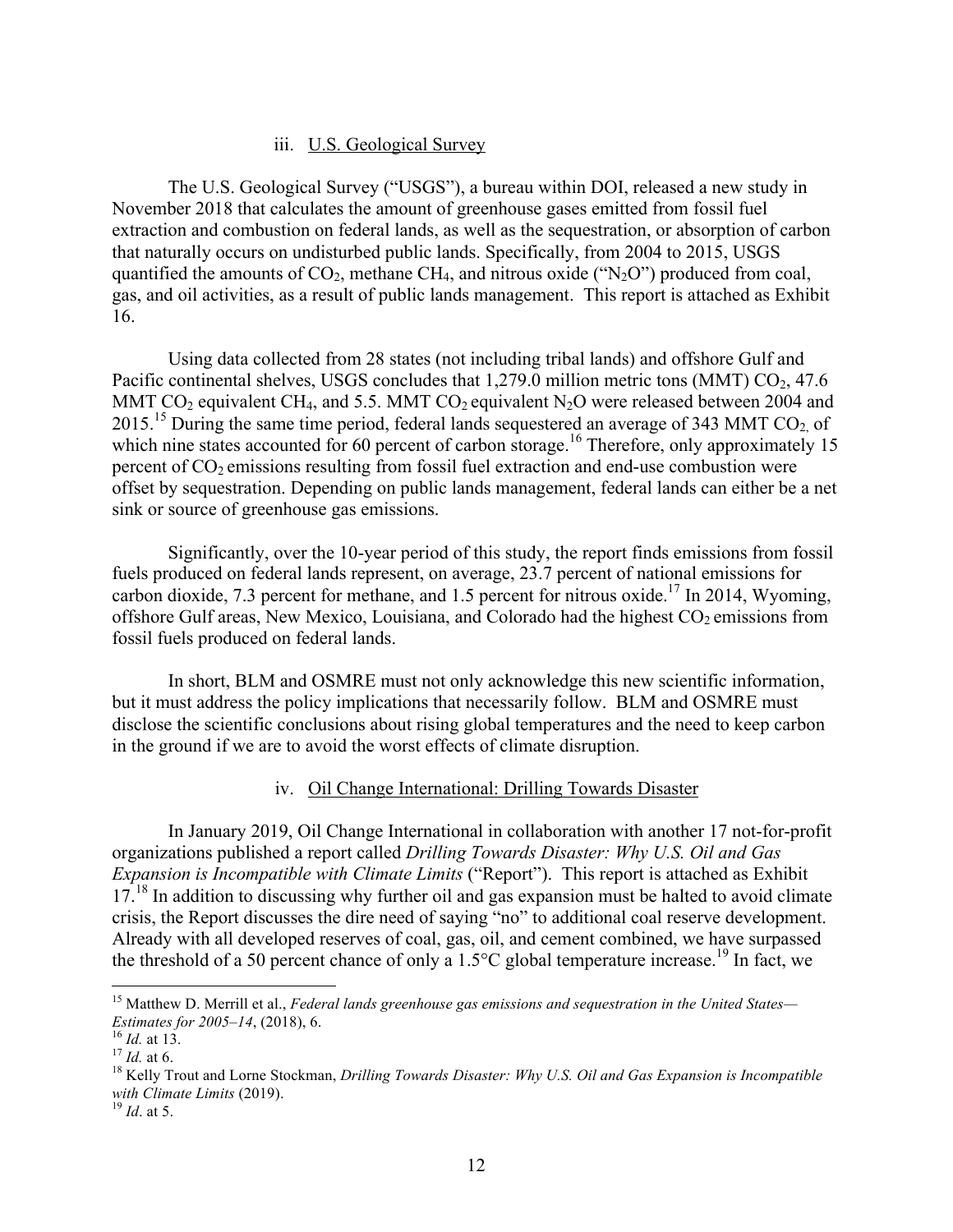### iii. U.S. Geological Survey

The U.S. Geological Survey ("USGS"), a bureau within DOI, released a new study in November 2018 that calculates the amount of greenhouse gases emitted from fossil fuel extraction and combustion on federal lands, as well as the sequestration, or absorption of carbon that naturally occurs on undisturbed public lands. Specifically, from 2004 to 2015, USGS quantified the amounts of $CO_2$, methane $CH_4$, and nitrous oxide ("$N_2O$") produced from coal, gas, and oil activities, as a result of public lands management. This report is attached as Exhibit 16.

Using data collected from 28 states (not including tribal lands) and offshore Gulf and Pacific continental shelves, USGS concludes that 1,279.0 million metric tons (MMT) $CO_2$, 47.6 MMT $CO_2$ equivalent $CH_4$, and 5.5. MMT $CO_2$ equivalent $N_2O$ were released between 2004 and 2015.[15] During the same time period, federal lands sequestered an average of 343 MMT $CO_2$, of which nine states accounted for 60 percent of carbon storage.[16] Therefore, only approximately 15 percent of $CO_2$ emissions resulting from fossil fuel extraction and end-use combustion were offset by sequestration. Depending on public lands management, federal lands can either be a net sink or source of greenhouse gas emissions.

Significantly, over the 10-year period of this study, the report finds emissions from fossil fuels produced on federal lands represent, on average, 23.7 percent of national emissions for carbon dioxide, 7.3 percent for methane, and 1.5 percent for nitrous oxide.[17] In 2014, Wyoming, offshore Gulf areas, New Mexico, Louisiana, and Colorado had the highest $CO_2$ emissions from fossil fuels produced on federal lands.

In short, BLM and OSMRE must not only acknowledge this new scientific information, but it must address the policy implications that necessarily follow. BLM and OSMRE must disclose the scientific conclusions about rising global temperatures and the need to keep carbon in the ground if we are to avoid the worst effects of climate disruption.

### iv. Oil Change International: Drilling Towards Disaster

In January 2019, Oil Change International in collaboration with another 17 not-for-profit organizations published a report called *Drilling Towards Disaster: Why U.S. Oil and Gas Expansion is Incompatible with Climate Limits* ("Report"). This report is attached as Exhibit 17.[18] In addition to discussing why further oil and gas expansion must be halted to avoid climate crisis, the Report discusses the dire need of saying "no" to additional coal reserve development. Already with all developed reserves of coal, gas, oil, and cement combined, we have surpassed the threshold of a 50 percent chance of only a 1.5°C global temperature increase.[19] In fact, we

---

[15] Matthew D. Merrill et al., *Federal lands greenhouse gas emissions and sequestration in the United States—Estimates for 2005–14*, (2018), 6.

[16] *Id.* at 13.

[17] *Id.* at 6.

[18] Kelly Trout and Lorne Stockman, *Drilling Towards Disaster: Why U.S. Oil and Gas Expansion is Incompatible with Climate Limits* (2019).

[19] *Id*. at 5.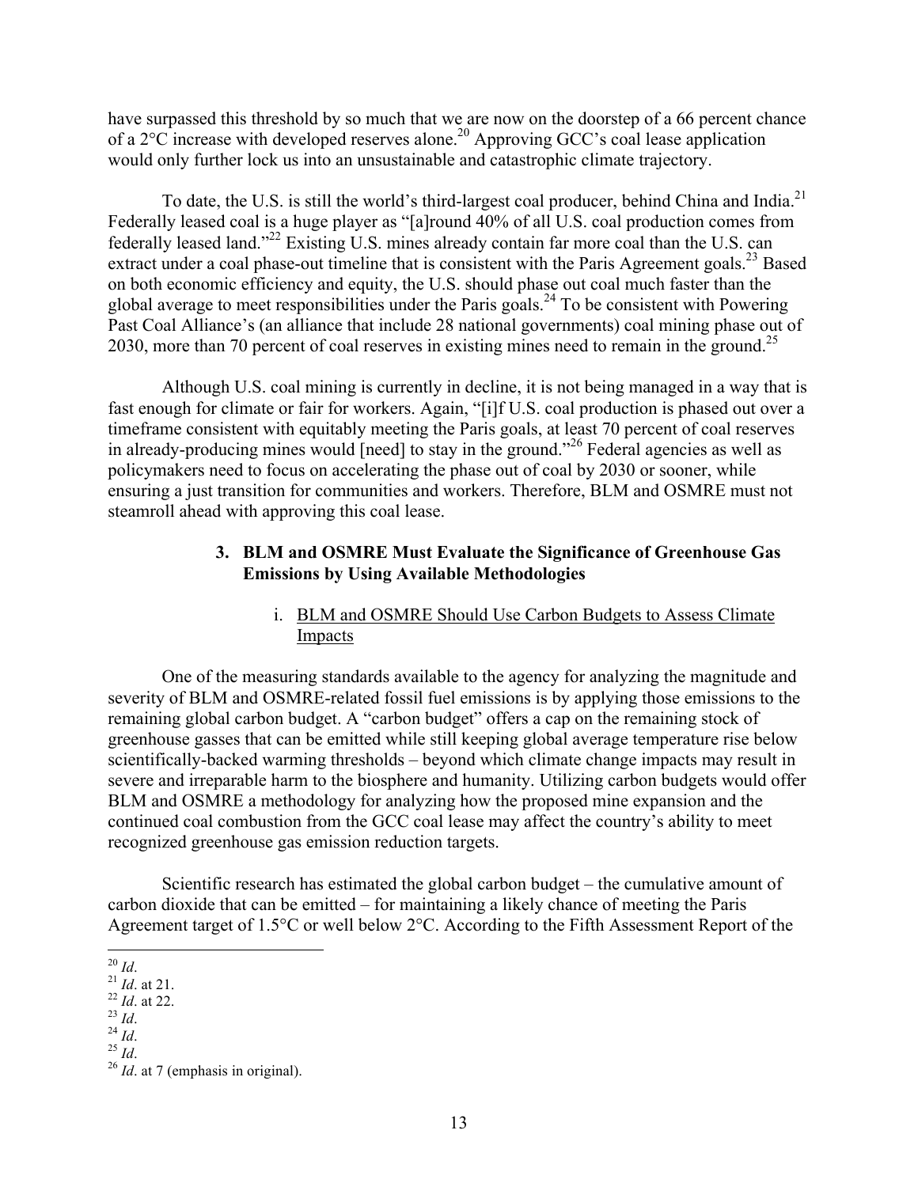have surpassed this threshold by so much that we are now on the doorstep of a 66 percent chance of a 2°C increase with developed reserves alone.[20] Approving GCC's coal lease application would only further lock us into an unsustainable and catastrophic climate trajectory.

To date, the U.S. is still the world's third-largest coal producer, behind China and India.[21] Federally leased coal is a huge player as "[a]round 40% of all U.S. coal production comes from federally leased land."[22] Existing U.S. mines already contain far more coal than the U.S. can extract under a coal phase-out timeline that is consistent with the Paris Agreement goals.[23] Based on both economic efficiency and equity, the U.S. should phase out coal much faster than the global average to meet responsibilities under the Paris goals.[24] To be consistent with Powering Past Coal Alliance's (an alliance that include 28 national governments) coal mining phase out of 2030, more than 70 percent of coal reserves in existing mines need to remain in the ground.[25]

Although U.S. coal mining is currently in decline, it is not being managed in a way that is fast enough for climate or fair for workers. Again, "[i]f U.S. coal production is phased out over a timeframe consistent with equitably meeting the Paris goals, at least 70 percent of coal reserves in already-producing mines would [need] to stay in the ground."[26] Federal agencies as well as policymakers need to focus on accelerating the phase out of coal by 2030 or sooner, while ensuring a just transition for communities and workers. Therefore, BLM and OSMRE must not steamroll ahead with approving this coal lease.

### 3. BLM and OSMRE Must Evaluate the Significance of Greenhouse Gas Emissions by Using Available Methodologies

#### i. BLM and OSMRE Should Use Carbon Budgets to Assess Climate Impacts

One of the measuring standards available to the agency for analyzing the magnitude and severity of BLM and OSMRE-related fossil fuel emissions is by applying those emissions to the remaining global carbon budget. A "carbon budget" offers a cap on the remaining stock of greenhouse gasses that can be emitted while still keeping global average temperature rise below scientifically-backed warming thresholds – beyond which climate change impacts may result in severe and irreparable harm to the biosphere and humanity. Utilizing carbon budgets would offer BLM and OSMRE a methodology for analyzing how the proposed mine expansion and the continued coal combustion from the GCC coal lease may affect the country's ability to meet recognized greenhouse gas emission reduction targets.

Scientific research has estimated the global carbon budget – the cumulative amount of carbon dioxide that can be emitted – for maintaining a likely chance of meeting the Paris Agreement target of 1.5°C or well below 2°C. According to the Fifth Assessment Report of the

---

[20] *Id*.

[21] *Id*. at 21.

[22] *Id*. at 22.

[23] *Id*.

[24] *Id*.

[25] *Id*.

[26] *Id*. at 7 (emphasis in original).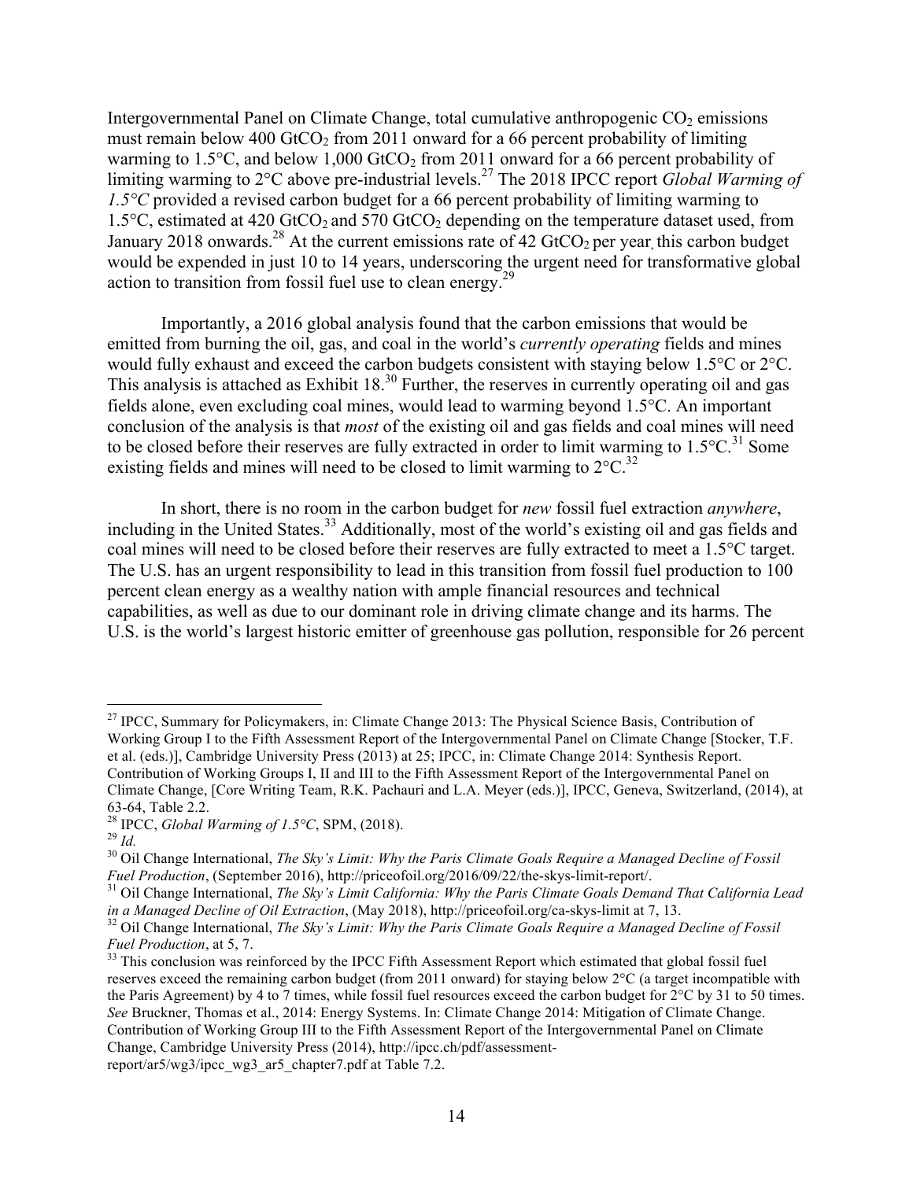Intergovernmental Panel on Climate Change, total cumulative anthropogenic $CO_2$ emissions must remain below 400 $GtCO_2$ from 2011 onward for a 66 percent probability of limiting warming to 1.5°C, and below 1,000 $GtCO_2$ from 2011 onward for a 66 percent probability of limiting warming to 2°C above pre-industrial levels.[27] The 2018 IPCC report *Global Warming of 1.5°C* provided a revised carbon budget for a 66 percent probability of limiting warming to 1.5°C, estimated at 420 $GtCO_2$ and 570 $GtCO_2$ depending on the temperature dataset used, from January 2018 onwards.[28] At the current emissions rate of 42 $GtCO_2$ per year, this carbon budget would be expended in just 10 to 14 years, underscoring the urgent need for transformative global action to transition from fossil fuel use to clean energy.[29]

Importantly, a 2016 global analysis found that the carbon emissions that would be emitted from burning the oil, gas, and coal in the world's *currently operating* fields and mines would fully exhaust and exceed the carbon budgets consistent with staying below 1.5°C or 2°C. This analysis is attached as Exhibit 18.[30] Further, the reserves in currently operating oil and gas fields alone, even excluding coal mines, would lead to warming beyond 1.5°C. An important conclusion of the analysis is that *most* of the existing oil and gas fields and coal mines will need to be closed before their reserves are fully extracted in order to limit warming to 1.5°C.[31] Some existing fields and mines will need to be closed to limit warming to 2°C.[32]

In short, there is no room in the carbon budget for *new* fossil fuel extraction *anywhere*, including in the United States.[33] Additionally, most of the world's existing oil and gas fields and coal mines will need to be closed before their reserves are fully extracted to meet a 1.5°C target. The U.S. has an urgent responsibility to lead in this transition from fossil fuel production to 100 percent clean energy as a wealthy nation with ample financial resources and technical capabilities, as well as due to our dominant role in driving climate change and its harms. The U.S. is the world's largest historic emitter of greenhouse gas pollution, responsible for 26 percent

---

[27] IPCC, Summary for Policymakers, in: Climate Change 2013: The Physical Science Basis, Contribution of Working Group I to the Fifth Assessment Report of the Intergovernmental Panel on Climate Change [Stocker, T.F. et al. (eds.)], Cambridge University Press (2013) at 25; IPCC, in: Climate Change 2014: Synthesis Report. Contribution of Working Groups I, II and III to the Fifth Assessment Report of the Intergovernmental Panel on Climate Change, [Core Writing Team, R.K. Pachauri and L.A. Meyer (eds.)], IPCC, Geneva, Switzerland, (2014), at 63-64, Table 2.2.

[28] IPCC, *Global Warming of 1.5°C*, SPM, (2018).

[29] *Id.*

[30] Oil Change International, *The Sky's Limit: Why the Paris Climate Goals Require a Managed Decline of Fossil Fuel Production*, (September 2016), http://priceofoil.org/2016/09/22/the-skys-limit-report/.

[31] Oil Change International, *The Sky's Limit California: Why the Paris Climate Goals Demand That California Lead in a Managed Decline of Oil Extraction*, (May 2018), http://priceofoil.org/ca-skys-limit at 7, 13.

[32] Oil Change International, *The Sky's Limit: Why the Paris Climate Goals Require a Managed Decline of Fossil Fuel Production*, at 5, 7.

[33] This conclusion was reinforced by the IPCC Fifth Assessment Report which estimated that global fossil fuel reserves exceed the remaining carbon budget (from 2011 onward) for staying below 2°C (a target incompatible with the Paris Agreement) by 4 to 7 times, while fossil fuel resources exceed the carbon budget for 2°C by 31 to 50 times. *See* Bruckner, Thomas et al., 2014: Energy Systems. In: Climate Change 2014: Mitigation of Climate Change. Contribution of Working Group III to the Fifth Assessment Report of the Intergovernmental Panel on Climate Change, Cambridge University Press (2014), http://ipcc.ch/pdf/assessment-report/ar5/wg3/ipcc_wg3_ar5_chapter7.pdf at Table 7.2.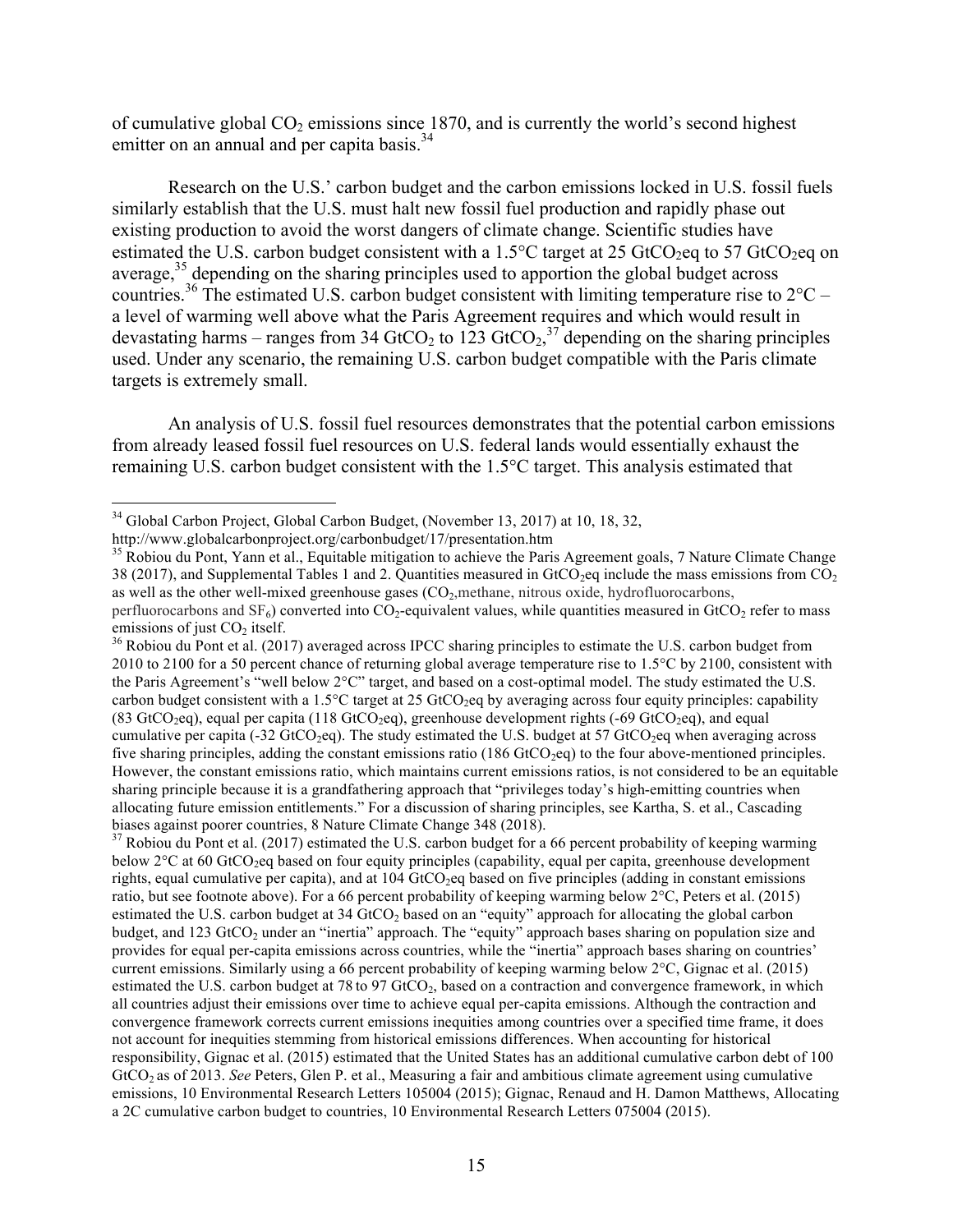of cumulative global $CO_2$ emissions since 1870, and is currently the world's second highest emitter on an annual and per capita basis.[34]

Research on the U.S.' carbon budget and the carbon emissions locked in U.S. fossil fuels similarly establish that the U.S. must halt new fossil fuel production and rapidly phase out existing production to avoid the worst dangers of climate change. Scientific studies have estimated the U.S. carbon budget consistent with a 1.5°C target at 25 $GtCO_2eq$ to 57 $GtCO_2eq$ on average,[35] depending on the sharing principles used to apportion the global budget across countries.[36] The estimated U.S. carbon budget consistent with limiting temperature rise to 2°C – a level of warming well above what the Paris Agreement requires and which would result in devastating harms – ranges from 34 $GtCO_2$ to 123 $GtCO_2$,[37] depending on the sharing principles used. Under any scenario, the remaining U.S. carbon budget compatible with the Paris climate targets is extremely small.

An analysis of U.S. fossil fuel resources demonstrates that the potential carbon emissions from already leased fossil fuel resources on U.S. federal lands would essentially exhaust the remaining U.S. carbon budget consistent with the 1.5°C target. This analysis estimated that

---

[34] Global Carbon Project, Global Carbon Budget, (November 13, 2017) at 10, 18, 32, http://www.globalcarbonproject.org/carbonbudget/17/presentation.htm

[35] Robiou du Pont, Yann et al., Equitable mitigation to achieve the Paris Agreement goals, 7 Nature Climate Change 38 (2017), and Supplemental Tables 1 and 2. Quantities measured in $GtCO_2eq$ include the mass emissions from $CO_2$ as well as the other well-mixed greenhouse gases ($CO_2$,methane, nitrous oxide, hydrofluorocarbons, perfluorocarbons and $SF_6$) converted into $CO_2$-equivalent values, while quantities measured in $GtCO_2$ refer to mass emissions of just $CO_2$ itself.

[36] Robiou du Pont et al. (2017) averaged across IPCC sharing principles to estimate the U.S. carbon budget from 2010 to 2100 for a 50 percent chance of returning global average temperature rise to 1.5°C by 2100, consistent with the Paris Agreement's "well below 2°C" target, and based on a cost-optimal model. The study estimated the U.S. carbon budget consistent with a 1.5°C target at 25 $GtCO_2eq$ by averaging across four equity principles: capability (83 $GtCO_2eq$), equal per capita (118 $GtCO_2eq$), greenhouse development rights (-69 $GtCO_2eq$), and equal cumulative per capita (-32 $GtCO_2eq$). The study estimated the U.S. budget at 57 $GtCO_2eq$ when averaging across five sharing principles, adding the constant emissions ratio (186 $GtCO_2eq$) to the four above-mentioned principles. However, the constant emissions ratio, which maintains current emissions ratios, is not considered to be an equitable sharing principle because it is a grandfathering approach that "privileges today's high-emitting countries when allocating future emission entitlements." For a discussion of sharing principles, see Kartha, S. et al., Cascading biases against poorer countries, 8 Nature Climate Change 348 (2018).

[37] Robiou du Pont et al. (2017) estimated the U.S. carbon budget for a 66 percent probability of keeping warming below 2°C at 60 $GtCO_2eq$ based on four equity principles (capability, equal per capita, greenhouse development rights, equal cumulative per capita), and at 104 $GtCO_2eq$ based on five principles (adding in constant emissions ratio, but see footnote above). For a 66 percent probability of keeping warming below 2°C, Peters et al. (2015) estimated the U.S. carbon budget at 34 $GtCO_2$ based on an "equity" approach for allocating the global carbon budget, and 123 $GtCO_2$ under an "inertia" approach. The "equity" approach bases sharing on population size and provides for equal per-capita emissions across countries, while the "inertia" approach bases sharing on countries' current emissions. Similarly using a 66 percent probability of keeping warming below 2°C, Gignac et al. (2015) estimated the U.S. carbon budget at 78 to 97 $GtCO_2$, based on a contraction and convergence framework, in which all countries adjust their emissions over time to achieve equal per-capita emissions. Although the contraction and convergence framework corrects current emissions inequities among countries over a specified time frame, it does not account for inequities stemming from historical emissions differences. When accounting for historical responsibility, Gignac et al. (2015) estimated that the United States has an additional cumulative carbon debt of 100 $GtCO_2$ as of 2013. *See* Peters, Glen P. et al., Measuring a fair and ambitious climate agreement using cumulative emissions, 10 Environmental Research Letters 105004 (2015); Gignac, Renaud and H. Damon Matthews, Allocating a 2C cumulative carbon budget to countries, 10 Environmental Research Letters 075004 (2015).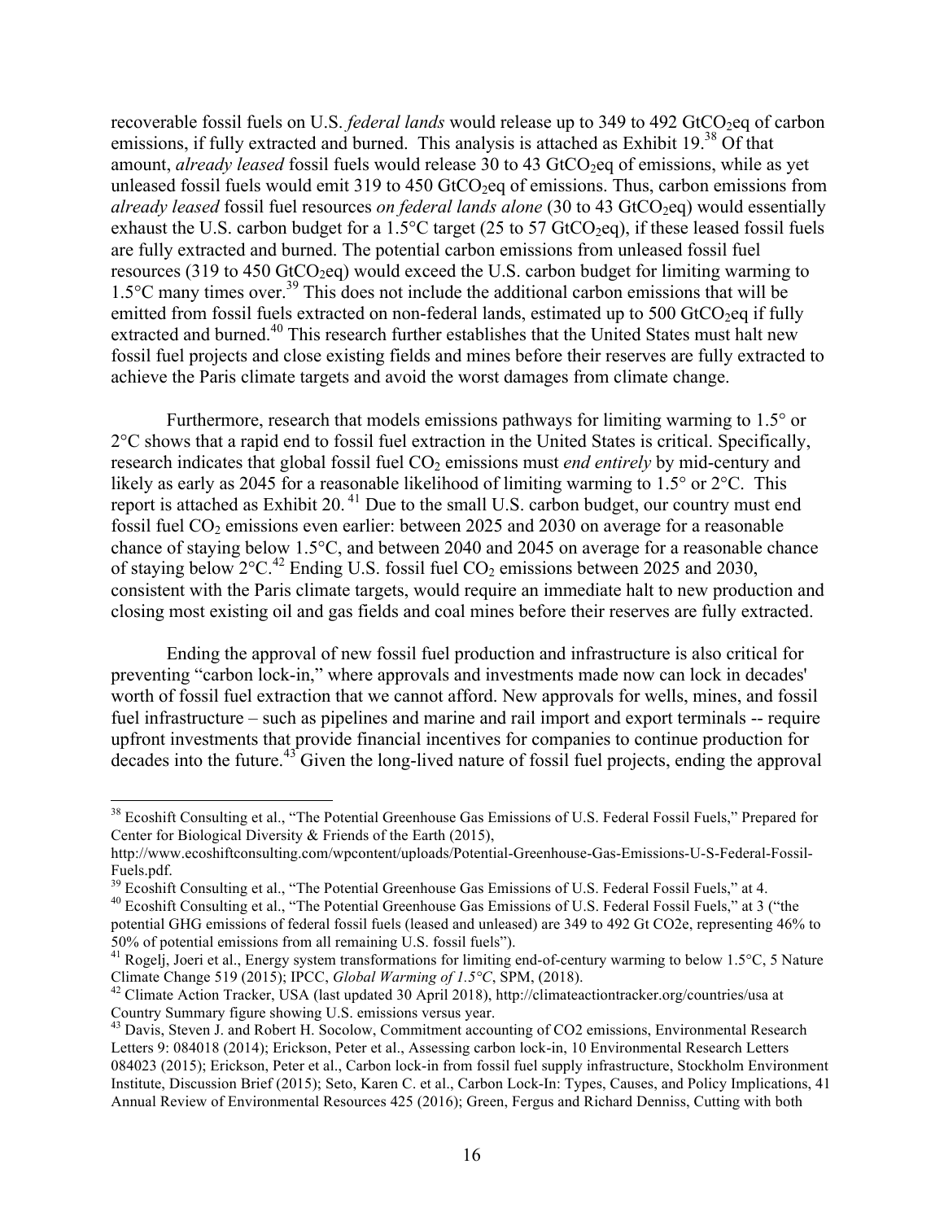recoverable fossil fuels on U.S. *federal lands* would release up to 349 to 492 $GtCO_2eq$ of carbon emissions, if fully extracted and burned. This analysis is attached as Exhibit 19.[38] Of that amount, *already leased* fossil fuels would release 30 to 43 $GtCO_2eq$ of emissions, while as yet unleased fossil fuels would emit 319 to 450 $GtCO_2eq$ of emissions. Thus, carbon emissions from *already leased* fossil fuel resources *on federal lands alone* (30 to 43 $GtCO_2eq$) would essentially exhaust the U.S. carbon budget for a 1.5°C target (25 to 57 $GtCO_2eq$), if these leased fossil fuels are fully extracted and burned. The potential carbon emissions from unleased fossil fuel resources (319 to 450 $GtCO_2eq$) would exceed the U.S. carbon budget for limiting warming to 1.5°C many times over.[39] This does not include the additional carbon emissions that will be emitted from fossil fuels extracted on non-federal lands, estimated up to 500 $GtCO_2eq$ if fully extracted and burned.[40] This research further establishes that the United States must halt new fossil fuel projects and close existing fields and mines before their reserves are fully extracted to achieve the Paris climate targets and avoid the worst damages from climate change.

Furthermore, research that models emissions pathways for limiting warming to 1.5° or 2°C shows that a rapid end to fossil fuel extraction in the United States is critical. Specifically, research indicates that global fossil fuel $CO_2$ emissions must *end entirely* by mid-century and likely as early as 2045 for a reasonable likelihood of limiting warming to 1.5° or 2°C. This report is attached as Exhibit 20.[41] Due to the small U.S. carbon budget, our country must end fossil fuel $CO_2$ emissions even earlier: between 2025 and 2030 on average for a reasonable chance of staying below 1.5°C, and between 2040 and 2045 on average for a reasonable chance of staying below 2°C.[42] Ending U.S. fossil fuel $CO_2$ emissions between 2025 and 2030, consistent with the Paris climate targets, would require an immediate halt to new production and closing most existing oil and gas fields and coal mines before their reserves are fully extracted.

Ending the approval of new fossil fuel production and infrastructure is also critical for preventing "carbon lock-in," where approvals and investments made now can lock in decades' worth of fossil fuel extraction that we cannot afford. New approvals for wells, mines, and fossil fuel infrastructure – such as pipelines and marine and rail import and export terminals -- require upfront investments that provide financial incentives for companies to continue production for decades into the future.[43] Given the long-lived nature of fossil fuel projects, ending the approval

---

[38] Ecoshift Consulting et al., "The Potential Greenhouse Gas Emissions of U.S. Federal Fossil Fuels," Prepared for Center for Biological Diversity & Friends of the Earth (2015), http://www.ecoshiftconsulting.com/wpcontent/uploads/Potential-Greenhouse-Gas-Emissions-U-S-Federal-Fossil-Fuels.pdf.

[39] Ecoshift Consulting et al., "The Potential Greenhouse Gas Emissions of U.S. Federal Fossil Fuels," at 4.

[40] Ecoshift Consulting et al., "The Potential Greenhouse Gas Emissions of U.S. Federal Fossil Fuels," at 3 ("the potential GHG emissions of federal fossil fuels (leased and unleased) are 349 to 492 Gt CO2e, representing 46% to 50% of potential emissions from all remaining U.S. fossil fuels").

[41] Rogelj, Joeri et al., Energy system transformations for limiting end-of-century warming to below 1.5°C, 5 Nature Climate Change 519 (2015); IPCC, *Global Warming of 1.5°C*, SPM, (2018).

[42] Climate Action Tracker, USA (last updated 30 April 2018), http://climateactiontracker.org/countries/usa at Country Summary figure showing U.S. emissions versus year.

[43] Davis, Steven J. and Robert H. Socolow, Commitment accounting of CO2 emissions, Environmental Research Letters 9: 084018 (2014); Erickson, Peter et al., Assessing carbon lock-in, 10 Environmental Research Letters 084023 (2015); Erickson, Peter et al., Carbon lock-in from fossil fuel supply infrastructure, Stockholm Environment Institute, Discussion Brief (2015); Seto, Karen C. et al., Carbon Lock-In: Types, Causes, and Policy Implications, 41 Annual Review of Environmental Resources 425 (2016); Green, Fergus and Richard Denniss, Cutting with both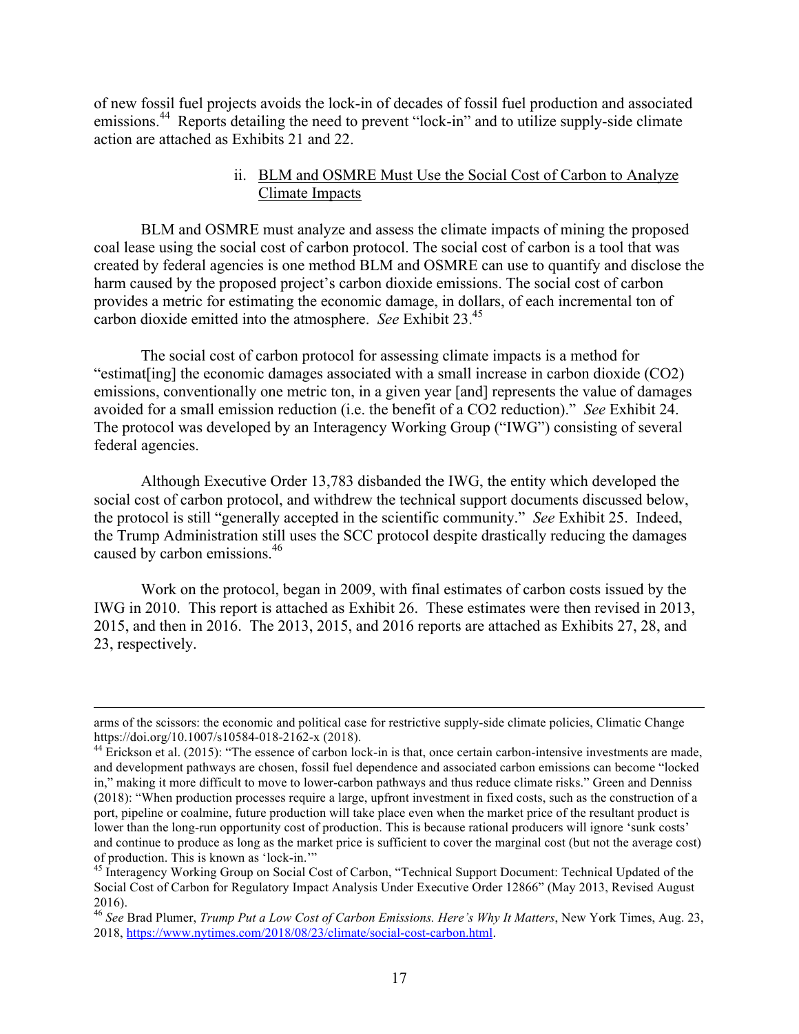of new fossil fuel projects avoids the lock-in of decades of fossil fuel production and associated emissions.[44] Reports detailing the need to prevent "lock-in" and to utilize supply-side climate action are attached as Exhibits 21 and 22.

### ii. BLM and OSMRE Must Use the Social Cost of Carbon to Analyze Climate Impacts

BLM and OSMRE must analyze and assess the climate impacts of mining the proposed coal lease using the social cost of carbon protocol. The social cost of carbon is a tool that was created by federal agencies is one method BLM and OSMRE can use to quantify and disclose the harm caused by the proposed project's carbon dioxide emissions. The social cost of carbon provides a metric for estimating the economic damage, in dollars, of each incremental ton of carbon dioxide emitted into the atmosphere. *See* Exhibit 23.[45]

The social cost of carbon protocol for assessing climate impacts is a method for "estimat[ing] the economic damages associated with a small increase in carbon dioxide (CO2) emissions, conventionally one metric ton, in a given year [and] represents the value of damages avoided for a small emission reduction (i.e. the benefit of a CO2 reduction)." *See* Exhibit 24. The protocol was developed by an Interagency Working Group ("IWG") consisting of several federal agencies.

Although Executive Order 13,783 disbanded the IWG, the entity which developed the social cost of carbon protocol, and withdrew the technical support documents discussed below, the protocol is still "generally accepted in the scientific community." *See* Exhibit 25. Indeed, the Trump Administration still uses the SCC protocol despite drastically reducing the damages caused by carbon emissions.[46]

Work on the protocol, began in 2009, with final estimates of carbon costs issued by the IWG in 2010. This report is attached as Exhibit 26. These estimates were then revised in 2013, 2015, and then in 2016. The 2013, 2015, and 2016 reports are attached as Exhibits 27, 28, and 23, respectively.

---

arms of the scissors: the economic and political case for restrictive supply-side climate policies, Climatic Change https://doi.org/10.1007/s10584-018-2162-x (2018).

[44] Erickson et al. (2015): "The essence of carbon lock-in is that, once certain carbon-intensive investments are made, and development pathways are chosen, fossil fuel dependence and associated carbon emissions can become "locked in," making it more difficult to move to lower-carbon pathways and thus reduce climate risks." Green and Denniss (2018): "When production processes require a large, upfront investment in fixed costs, such as the construction of a port, pipeline or coalmine, future production will take place even when the market price of the resultant product is lower than the long-run opportunity cost of production. This is because rational producers will ignore 'sunk costs' and continue to produce as long as the market price is sufficient to cover the marginal cost (but not the average cost) of production. This is known as 'lock-in.'"

[45] Interagency Working Group on Social Cost of Carbon, "Technical Support Document: Technical Updated of the Social Cost of Carbon for Regulatory Impact Analysis Under Executive Order 12866" (May 2013, Revised August 2016).

[46] *See* Brad Plumer, *Trump Put a Low Cost of Carbon Emissions. Here's Why It Matters*, New York Times, Aug. 23, 2018, https://www.nytimes.com/2018/08/23/climate/social-cost-carbon.html.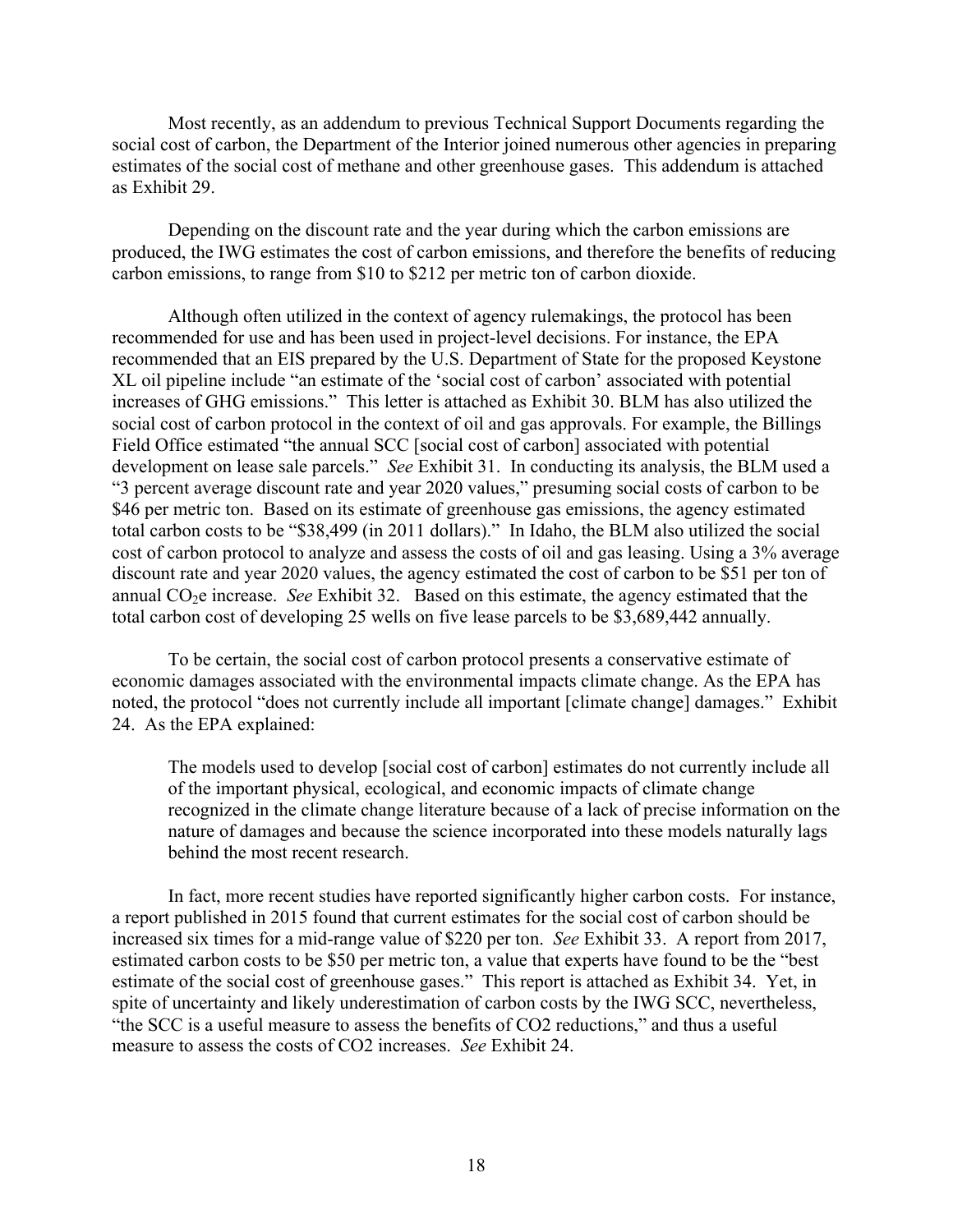Most recently, as an addendum to previous Technical Support Documents regarding the social cost of carbon, the Department of the Interior joined numerous other agencies in preparing estimates of the social cost of methane and other greenhouse gases. This addendum is attached as Exhibit 29.

Depending on the discount rate and the year during which the carbon emissions are produced, the IWG estimates the cost of carbon emissions, and therefore the benefits of reducing carbon emissions, to range from \$10 to \$212 per metric ton of carbon dioxide.

Although often utilized in the context of agency rulemakings, the protocol has been recommended for use and has been used in project-level decisions. For instance, the EPA recommended that an EIS prepared by the U.S. Department of State for the proposed Keystone XL oil pipeline include "an estimate of the 'social cost of carbon' associated with potential increases of GHG emissions." This letter is attached as Exhibit 30. BLM has also utilized the social cost of carbon protocol in the context of oil and gas approvals. For example, the Billings Field Office estimated "the annual SCC [social cost of carbon] associated with potential development on lease sale parcels." *See* Exhibit 31. In conducting its analysis, the BLM used a "3 percent average discount rate and year 2020 values," presuming social costs of carbon to be \$46 per metric ton. Based on its estimate of greenhouse gas emissions, the agency estimated total carbon costs to be "\$38,499 (in 2011 dollars)." In Idaho, the BLM also utilized the social cost of carbon protocol to analyze and assess the costs of oil and gas leasing. Using a 3% average discount rate and year 2020 values, the agency estimated the cost of carbon to be \$51 per ton of annual $CO_2e$ increase. *See* Exhibit 32. Based on this estimate, the agency estimated that the total carbon cost of developing 25 wells on five lease parcels to be \$3,689,442 annually.

To be certain, the social cost of carbon protocol presents a conservative estimate of economic damages associated with the environmental impacts climate change. As the EPA has noted, the protocol "does not currently include all important [climate change] damages." Exhibit 24. As the EPA explained:

> The models used to develop [social cost of carbon] estimates do not currently include all of the important physical, ecological, and economic impacts of climate change recognized in the climate change literature because of a lack of precise information on the nature of damages and because the science incorporated into these models naturally lags behind the most recent research.

In fact, more recent studies have reported significantly higher carbon costs. For instance, a report published in 2015 found that current estimates for the social cost of carbon should be increased six times for a mid-range value of \$220 per ton. *See* Exhibit 33. A report from 2017, estimated carbon costs to be \$50 per metric ton, a value that experts have found to be the "best estimate of the social cost of greenhouse gases." This report is attached as Exhibit 34. Yet, in spite of uncertainty and likely underestimation of carbon costs by the IWG SCC, nevertheless, "the SCC is a useful measure to assess the benefits of CO2 reductions," and thus a useful measure to assess the costs of CO2 increases. *See* Exhibit 24.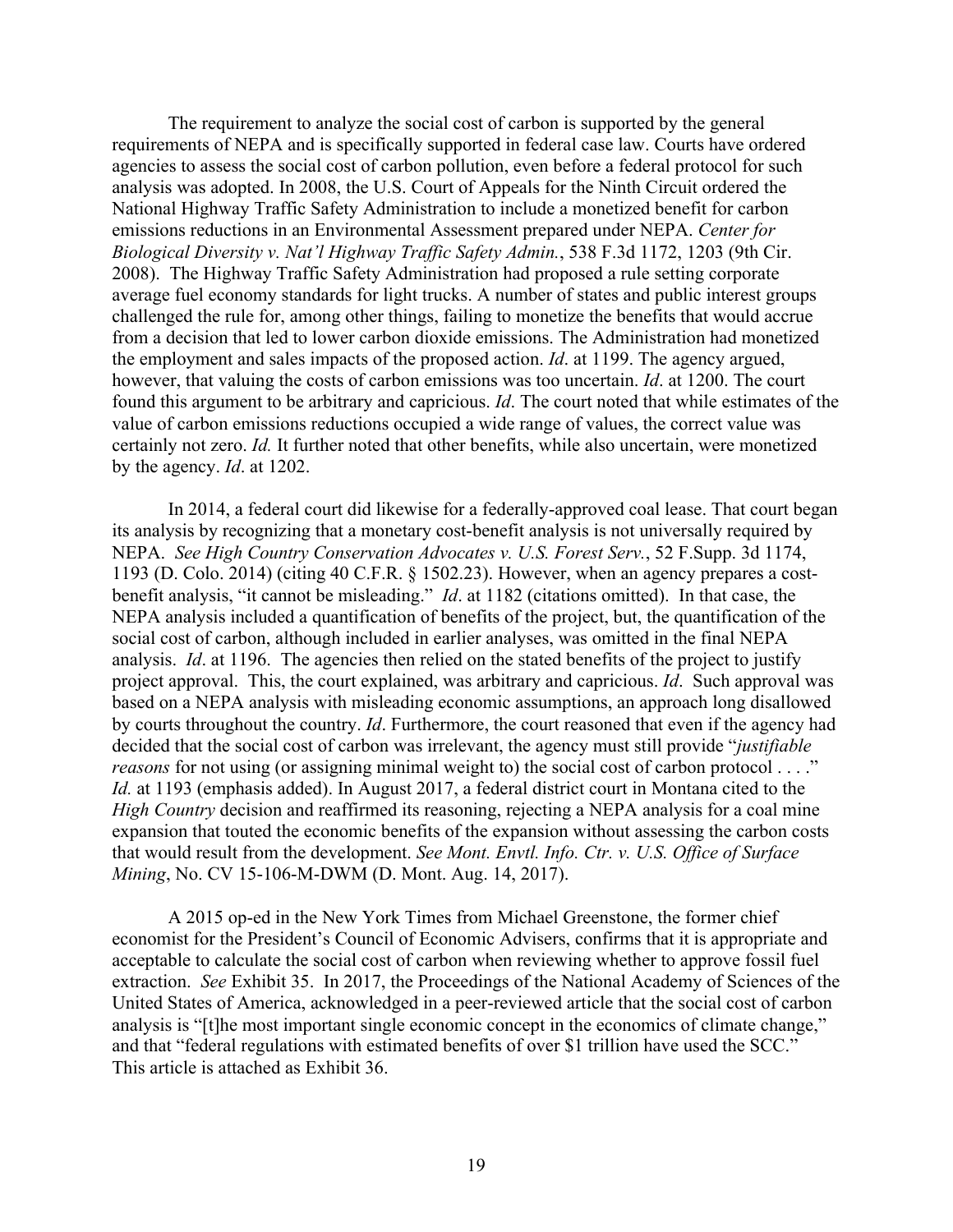The requirement to analyze the social cost of carbon is supported by the general requirements of NEPA and is specifically supported in federal case law. Courts have ordered agencies to assess the social cost of carbon pollution, even before a federal protocol for such analysis was adopted. In 2008, the U.S. Court of Appeals for the Ninth Circuit ordered the National Highway Traffic Safety Administration to include a monetized benefit for carbon emissions reductions in an Environmental Assessment prepared under NEPA. *Center for Biological Diversity v. Nat'l Highway Traffic Safety Admin.*, 538 F.3d 1172, 1203 (9th Cir. 2008). The Highway Traffic Safety Administration had proposed a rule setting corporate average fuel economy standards for light trucks. A number of states and public interest groups challenged the rule for, among other things, failing to monetize the benefits that would accrue from a decision that led to lower carbon dioxide emissions. The Administration had monetized the employment and sales impacts of the proposed action. *Id*. at 1199. The agency argued, however, that valuing the costs of carbon emissions was too uncertain. *Id*. at 1200. The court found this argument to be arbitrary and capricious. *Id*. The court noted that while estimates of the value of carbon emissions reductions occupied a wide range of values, the correct value was certainly not zero. *Id.* It further noted that other benefits, while also uncertain, were monetized by the agency. *Id*. at 1202.

In 2014, a federal court did likewise for a federally-approved coal lease. That court began its analysis by recognizing that a monetary cost-benefit analysis is not universally required by NEPA. *See High Country Conservation Advocates v. U.S. Forest Serv.*, 52 F.Supp. 3d 1174, 1193 (D. Colo. 2014) (citing 40 C.F.R. § 1502.23). However, when an agency prepares a cost-benefit analysis, "it cannot be misleading." *Id*. at 1182 (citations omitted). In that case, the NEPA analysis included a quantification of benefits of the project, but, the quantification of the social cost of carbon, although included in earlier analyses, was omitted in the final NEPA analysis. *Id*. at 1196. The agencies then relied on the stated benefits of the project to justify project approval. This, the court explained, was arbitrary and capricious. *Id*. Such approval was based on a NEPA analysis with misleading economic assumptions, an approach long disallowed by courts throughout the country. *Id*. Furthermore, the court reasoned that even if the agency had decided that the social cost of carbon was irrelevant, the agency must still provide "*justifiable reasons* for not using (or assigning minimal weight to) the social cost of carbon protocol . . . ." *Id.* at 1193 (emphasis added). In August 2017, a federal district court in Montana cited to the *High Country* decision and reaffirmed its reasoning, rejecting a NEPA analysis for a coal mine expansion that touted the economic benefits of the expansion without assessing the carbon costs that would result from the development. *See Mont. Envtl. Info. Ctr. v. U.S. Office of Surface Mining*, No. CV 15-106-M-DWM (D. Mont. Aug. 14, 2017).

A 2015 op-ed in the New York Times from Michael Greenstone, the former chief economist for the President's Council of Economic Advisers, confirms that it is appropriate and acceptable to calculate the social cost of carbon when reviewing whether to approve fossil fuel extraction. *See* Exhibit 35. In 2017, the Proceedings of the National Academy of Sciences of the United States of America, acknowledged in a peer-reviewed article that the social cost of carbon analysis is "[t]he most important single economic concept in the economics of climate change," and that "federal regulations with estimated benefits of over $1 trillion have used the SCC." This article is attached as Exhibit 36.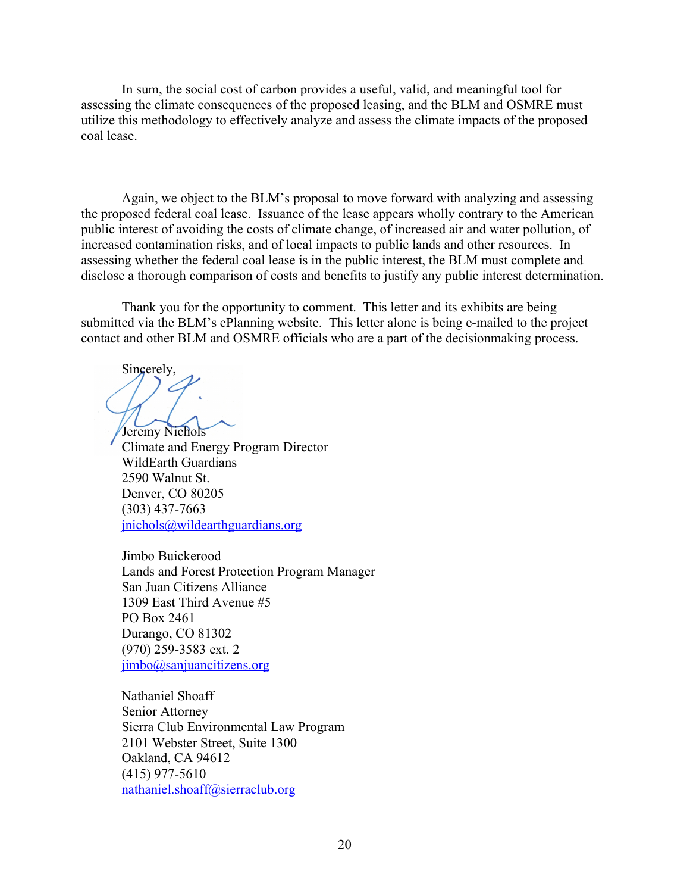In sum, the social cost of carbon provides a useful, valid, and meaningful tool for assessing the climate consequences of the proposed leasing, and the BLM and OSMRE must utilize this methodology to effectively analyze and assess the climate impacts of the proposed coal lease.

Again, we object to the BLM's proposal to move forward with analyzing and assessing the proposed federal coal lease. Issuance of the lease appears wholly contrary to the American public interest of avoiding the costs of climate change, of increased air and water pollution, of increased contamination risks, and of local impacts to public lands and other resources. In assessing whether the federal coal lease is in the public interest, the BLM must complete and disclose a thorough comparison of costs and benefits to justify any public interest determination.

Thank you for the opportunity to comment. This letter and its exhibits are being submitted via the BLM's ePlanning website. This letter alone is being e-mailed to the project contact and other BLM and OSMRE officials who are a part of the decisionmaking process.

Sincerely,

Jeremy Nichols
Climate and Energy Program Director
WildEarth Guardians
2590 Walnut St.
Denver, CO 80205
(303) 437-7663
jnichols@wildearthguardians.org

Jimbo Buickerood
Lands and Forest Protection Program Manager
San Juan Citizens Alliance
1309 East Third Avenue #5
PO Box 2461
Durango, CO 81302
(970) 259-3583 ext. 2
jimbo@sanjuancitizens.org

Nathaniel Shoaff
Senior Attorney
Sierra Club Environmental Law Program
2101 Webster Street, Suite 1300
Oakland, CA 94612
(415) 977-5610
nathaniel.shoaff@sierraclub.org